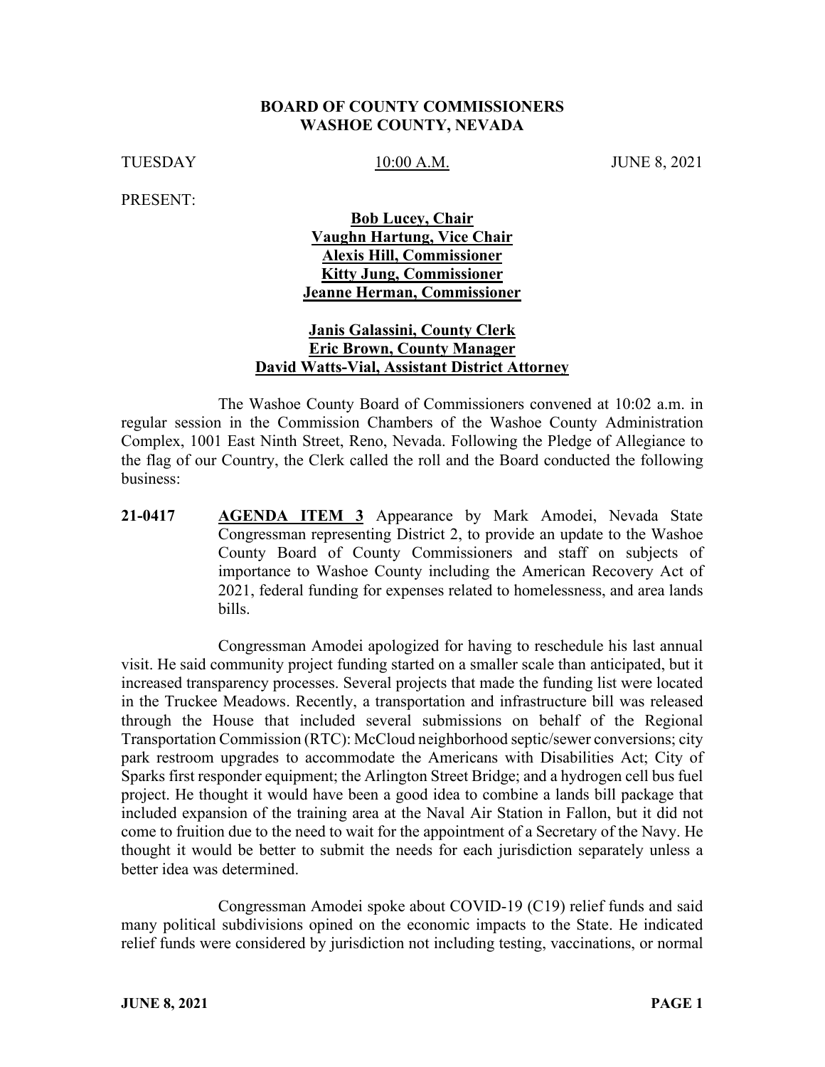**BOARD OF COUNTY COMMISSIONERS**
**WASHOE COUNTY, NEVADA**

TUESDAY 10:00 A.M. JUNE 8, 2021

PRESENT:

**Bob Lucey, Chair**
**Vaughn Hartung, Vice Chair**
**Alexis Hill, Commissioner**
**Kitty Jung, Commissioner**
**Jeanne Herman, Commissioner**

**Janis Galassini, County Clerk**
**Eric Brown, County Manager**
**David Watts-Vial, Assistant District Attorney**

The Washoe County Board of Commissioners convened at 10:02 a.m. in regular session in the Commission Chambers of the Washoe County Administration Complex, 1001 East Ninth Street, Reno, Nevada. Following the Pledge of Allegiance to the flag of our Country, the Clerk called the roll and the Board conducted the following business:

**21-0417** **AGENDA ITEM 3** Appearance by Mark Amodei, Nevada State Congressman representing District 2, to provide an update to the Washoe County Board of County Commissioners and staff on subjects of importance to Washoe County including the American Recovery Act of 2021, federal funding for expenses related to homelessness, and area lands bills.

Congressman Amodei apologized for having to reschedule his last annual visit. He said community project funding started on a smaller scale than anticipated, but it increased transparency processes. Several projects that made the funding list were located in the Truckee Meadows. Recently, a transportation and infrastructure bill was released through the House that included several submissions on behalf of the Regional Transportation Commission (RTC): McCloud neighborhood septic/sewer conversions; city park restroom upgrades to accommodate the Americans with Disabilities Act; City of Sparks first responder equipment; the Arlington Street Bridge; and a hydrogen cell bus fuel project. He thought it would have been a good idea to combine a lands bill package that included expansion of the training area at the Naval Air Station in Fallon, but it did not come to fruition due to the need to wait for the appointment of a Secretary of the Navy. He thought it would be better to submit the needs for each jurisdiction separately unless a better idea was determined.

Congressman Amodei spoke about COVID-19 (C19) relief funds and said many political subdivisions opined on the economic impacts to the State. He indicated relief funds were considered by jurisdiction not including testing, vaccinations, or normal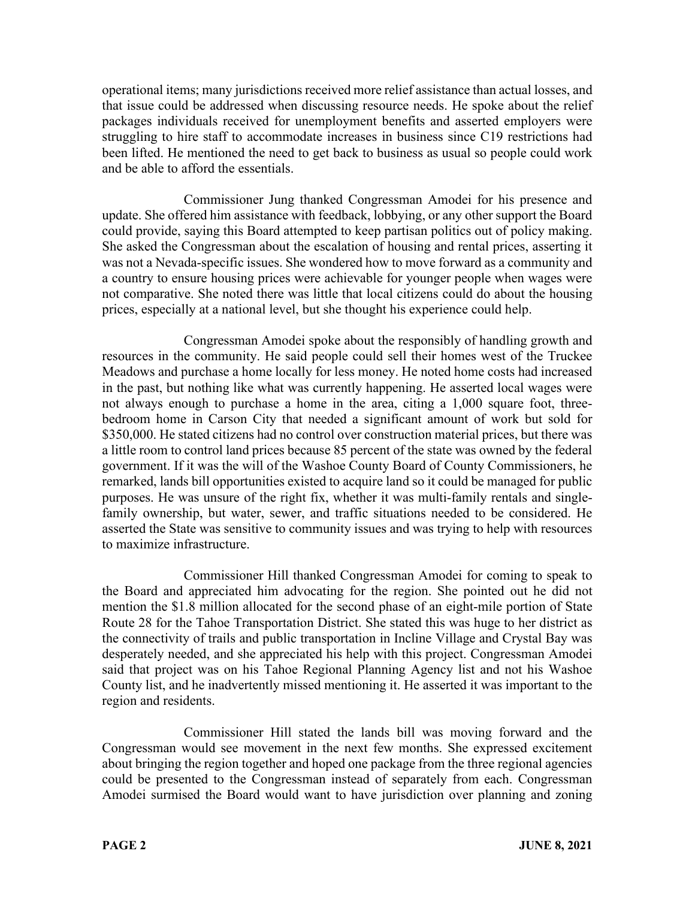operational items; many jurisdictions received more relief assistance than actual losses, and that issue could be addressed when discussing resource needs. He spoke about the relief packages individuals received for unemployment benefits and asserted employers were struggling to hire staff to accommodate increases in business since C19 restrictions had been lifted. He mentioned the need to get back to business as usual so people could work and be able to afford the essentials.

Commissioner Jung thanked Congressman Amodei for his presence and update. She offered him assistance with feedback, lobbying, or any other support the Board could provide, saying this Board attempted to keep partisan politics out of policy making. She asked the Congressman about the escalation of housing and rental prices, asserting it was not a Nevada-specific issues. She wondered how to move forward as a community and a country to ensure housing prices were achievable for younger people when wages were not comparative. She noted there was little that local citizens could do about the housing prices, especially at a national level, but she thought his experience could help.

Congressman Amodei spoke about the responsibly of handling growth and resources in the community. He said people could sell their homes west of the Truckee Meadows and purchase a home locally for less money. He noted home costs had increased in the past, but nothing like what was currently happening. He asserted local wages were not always enough to purchase a home in the area, citing a 1,000 square foot, three-bedroom home in Carson City that needed a significant amount of work but sold for $350,000. He stated citizens had no control over construction material prices, but there was a little room to control land prices because 85 percent of the state was owned by the federal government. If it was the will of the Washoe County Board of County Commissioners, he remarked, lands bill opportunities existed to acquire land so it could be managed for public purposes. He was unsure of the right fix, whether it was multi-family rentals and single-family ownership, but water, sewer, and traffic situations needed to be considered. He asserted the State was sensitive to community issues and was trying to help with resources to maximize infrastructure.

Commissioner Hill thanked Congressman Amodei for coming to speak to the Board and appreciated him advocating for the region. She pointed out he did not mention the $1.8 million allocated for the second phase of an eight-mile portion of State Route 28 for the Tahoe Transportation District. She stated this was huge to her district as the connectivity of trails and public transportation in Incline Village and Crystal Bay was desperately needed, and she appreciated his help with this project. Congressman Amodei said that project was on his Tahoe Regional Planning Agency list and not his Washoe County list, and he inadvertently missed mentioning it. He asserted it was important to the region and residents.

Commissioner Hill stated the lands bill was moving forward and the Congressman would see movement in the next few months. She expressed excitement about bringing the region together and hoped one package from the three regional agencies could be presented to the Congressman instead of separately from each. Congressman Amodei surmised the Board would want to have jurisdiction over planning and zoning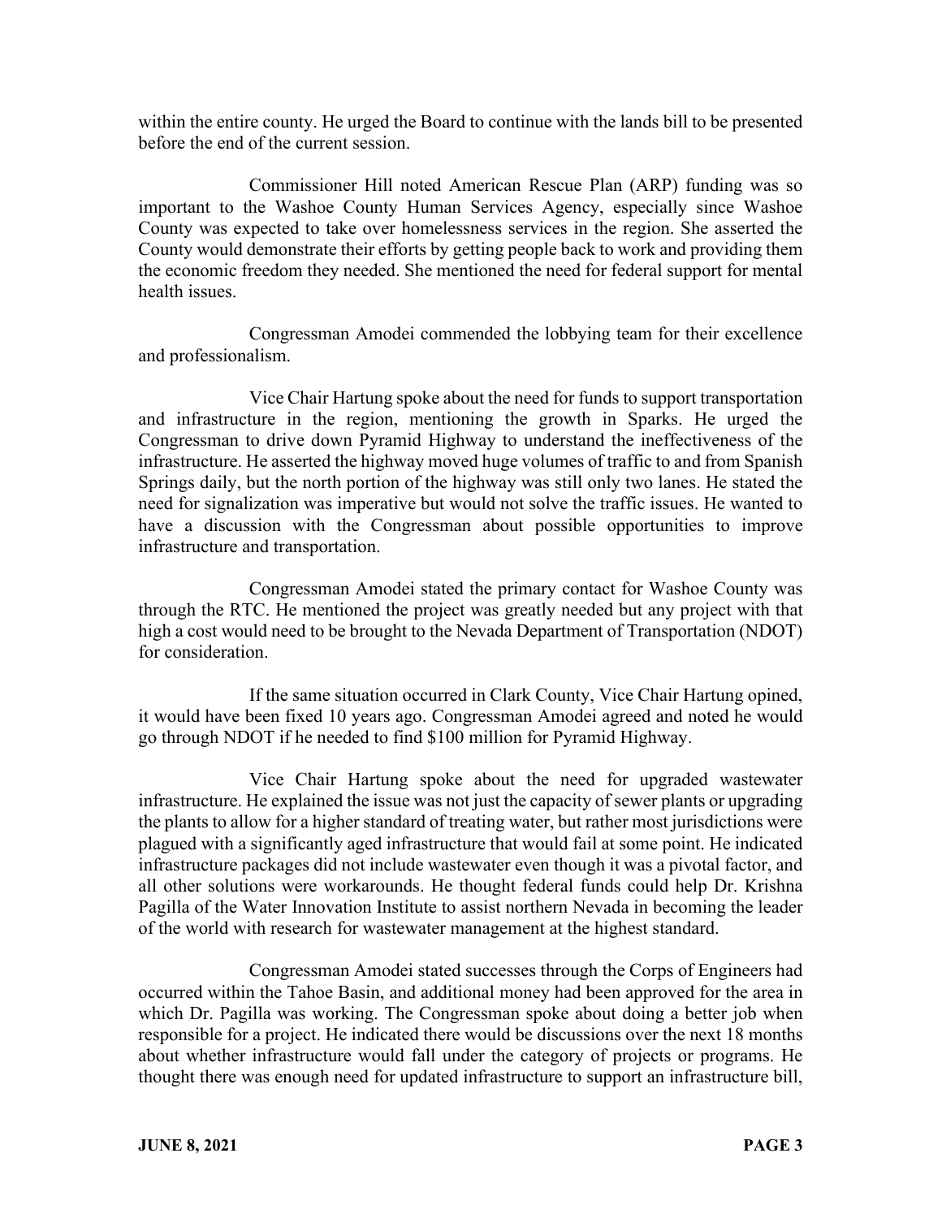within the entire county. He urged the Board to continue with the lands bill to be presented before the end of the current session.

Commissioner Hill noted American Rescue Plan (ARP) funding was so important to the Washoe County Human Services Agency, especially since Washoe County was expected to take over homelessness services in the region. She asserted the County would demonstrate their efforts by getting people back to work and providing them the economic freedom they needed. She mentioned the need for federal support for mental health issues.

Congressman Amodei commended the lobbying team for their excellence and professionalism.

Vice Chair Hartung spoke about the need for funds to support transportation and infrastructure in the region, mentioning the growth in Sparks. He urged the Congressman to drive down Pyramid Highway to understand the ineffectiveness of the infrastructure. He asserted the highway moved huge volumes of traffic to and from Spanish Springs daily, but the north portion of the highway was still only two lanes. He stated the need for signalization was imperative but would not solve the traffic issues. He wanted to have a discussion with the Congressman about possible opportunities to improve infrastructure and transportation.

Congressman Amodei stated the primary contact for Washoe County was through the RTC. He mentioned the project was greatly needed but any project with that high a cost would need to be brought to the Nevada Department of Transportation (NDOT) for consideration.

If the same situation occurred in Clark County, Vice Chair Hartung opined, it would have been fixed 10 years ago. Congressman Amodei agreed and noted he would go through NDOT if he needed to find $100 million for Pyramid Highway.

Vice Chair Hartung spoke about the need for upgraded wastewater infrastructure. He explained the issue was not just the capacity of sewer plants or upgrading the plants to allow for a higher standard of treating water, but rather most jurisdictions were plagued with a significantly aged infrastructure that would fail at some point. He indicated infrastructure packages did not include wastewater even though it was a pivotal factor, and all other solutions were workarounds. He thought federal funds could help Dr. Krishna Pagilla of the Water Innovation Institute to assist northern Nevada in becoming the leader of the world with research for wastewater management at the highest standard.

Congressman Amodei stated successes through the Corps of Engineers had occurred within the Tahoe Basin, and additional money had been approved for the area in which Dr. Pagilla was working. The Congressman spoke about doing a better job when responsible for a project. He indicated there would be discussions over the next 18 months about whether infrastructure would fall under the category of projects or programs. He thought there was enough need for updated infrastructure to support an infrastructure bill,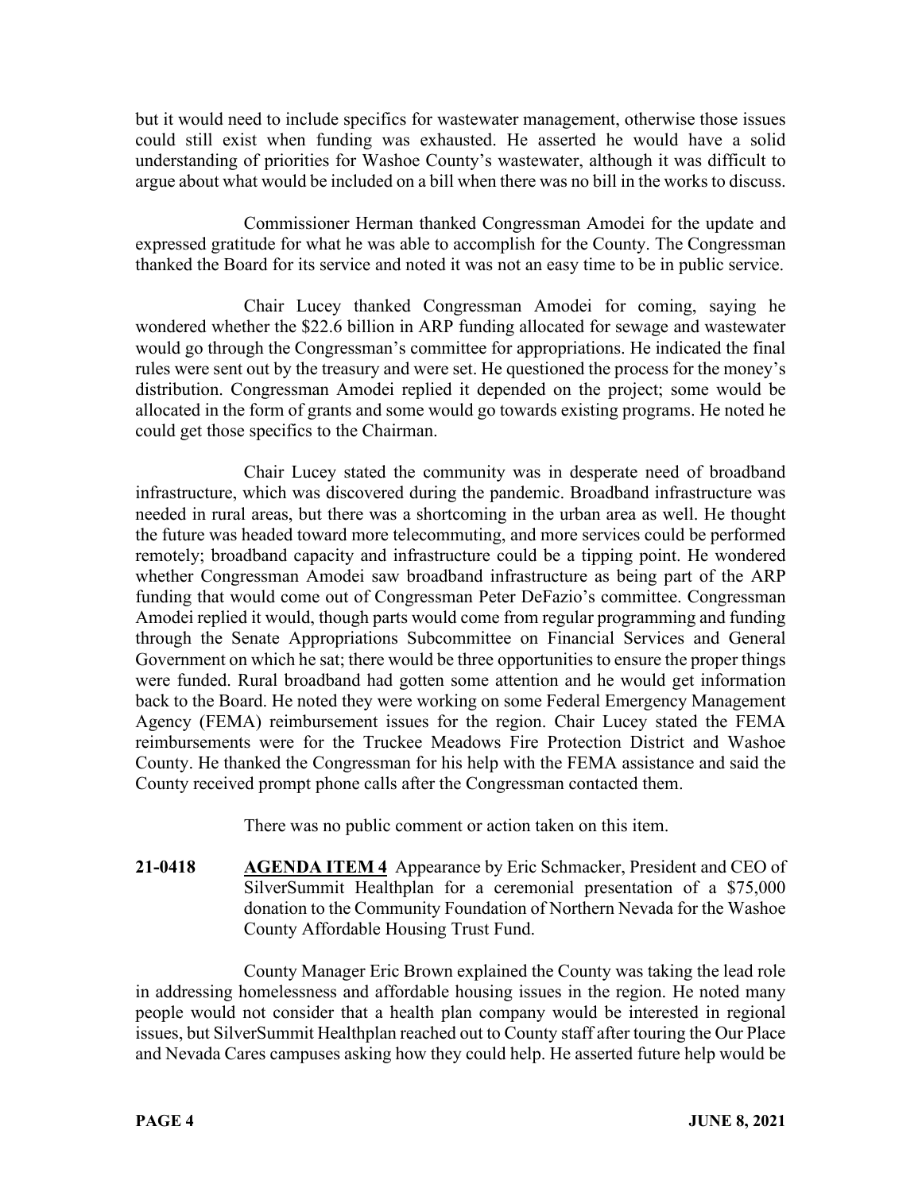but it would need to include specifics for wastewater management, otherwise those issues could still exist when funding was exhausted. He asserted he would have a solid understanding of priorities for Washoe County's wastewater, although it was difficult to argue about what would be included on a bill when there was no bill in the works to discuss.

Commissioner Herman thanked Congressman Amodei for the update and expressed gratitude for what he was able to accomplish for the County. The Congressman thanked the Board for its service and noted it was not an easy time to be in public service.

Chair Lucey thanked Congressman Amodei for coming, saying he wondered whether the $22.6 billion in ARP funding allocated for sewage and wastewater would go through the Congressman's committee for appropriations. He indicated the final rules were sent out by the treasury and were set. He questioned the process for the money's distribution. Congressman Amodei replied it depended on the project; some would be allocated in the form of grants and some would go towards existing programs. He noted he could get those specifics to the Chairman.

Chair Lucey stated the community was in desperate need of broadband infrastructure, which was discovered during the pandemic. Broadband infrastructure was needed in rural areas, but there was a shortcoming in the urban area as well. He thought the future was headed toward more telecommuting, and more services could be performed remotely; broadband capacity and infrastructure could be a tipping point. He wondered whether Congressman Amodei saw broadband infrastructure as being part of the ARP funding that would come out of Congressman Peter DeFazio's committee. Congressman Amodei replied it would, though parts would come from regular programming and funding through the Senate Appropriations Subcommittee on Financial Services and General Government on which he sat; there would be three opportunities to ensure the proper things were funded. Rural broadband had gotten some attention and he would get information back to the Board. He noted they were working on some Federal Emergency Management Agency (FEMA) reimbursement issues for the region. Chair Lucey stated the FEMA reimbursements were for the Truckee Meadows Fire Protection District and Washoe County. He thanked the Congressman for his help with the FEMA assistance and said the County received prompt phone calls after the Congressman contacted them.

There was no public comment or action taken on this item.

**21-0418** **AGENDA ITEM 4** Appearance by Eric Schmacker, President and CEO of SilverSummit Healthplan for a ceremonial presentation of a $75,000 donation to the Community Foundation of Northern Nevada for the Washoe County Affordable Housing Trust Fund.

County Manager Eric Brown explained the County was taking the lead role in addressing homelessness and affordable housing issues in the region. He noted many people would not consider that a health plan company would be interested in regional issues, but SilverSummit Healthplan reached out to County staff after touring the Our Place and Nevada Cares campuses asking how they could help. He asserted future help would be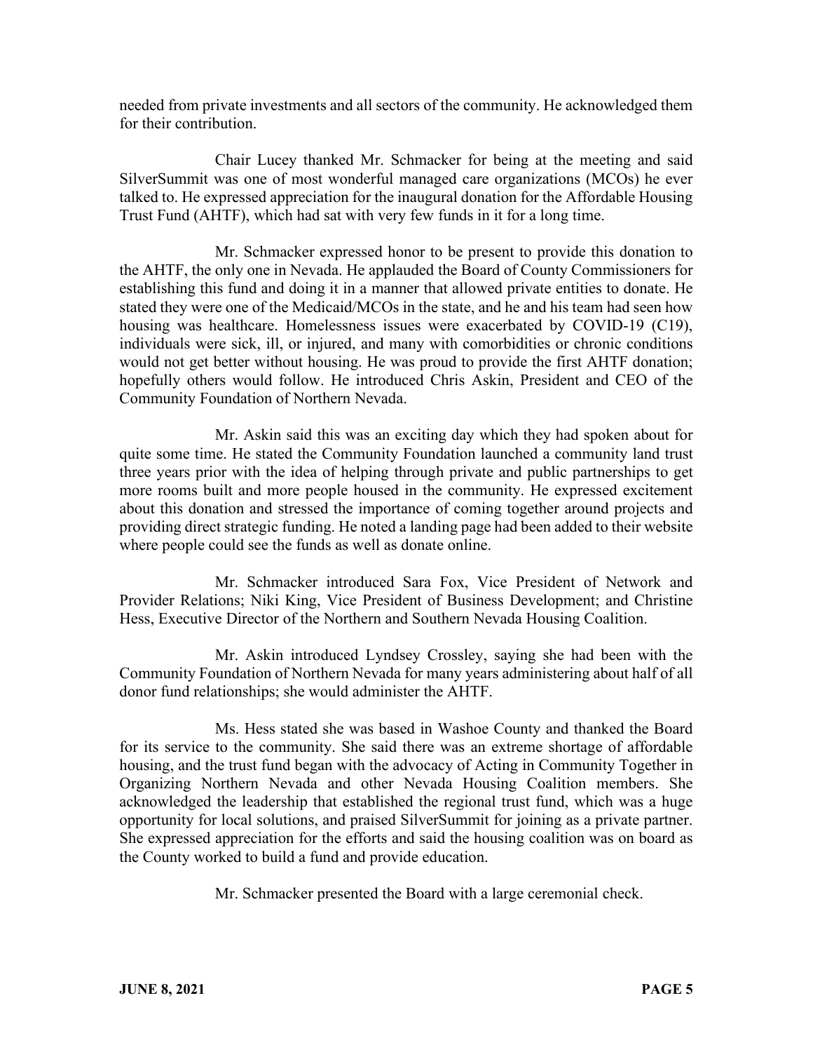needed from private investments and all sectors of the community. He acknowledged them for their contribution.

Chair Lucey thanked Mr. Schmacker for being at the meeting and said SilverSummit was one of most wonderful managed care organizations (MCOs) he ever talked to. He expressed appreciation for the inaugural donation for the Affordable Housing Trust Fund (AHTF), which had sat with very few funds in it for a long time.

Mr. Schmacker expressed honor to be present to provide this donation to the AHTF, the only one in Nevada. He applauded the Board of County Commissioners for establishing this fund and doing it in a manner that allowed private entities to donate. He stated they were one of the Medicaid/MCOs in the state, and he and his team had seen how housing was healthcare. Homelessness issues were exacerbated by COVID-19 (C19), individuals were sick, ill, or injured, and many with comorbidities or chronic conditions would not get better without housing. He was proud to provide the first AHTF donation; hopefully others would follow. He introduced Chris Askin, President and CEO of the Community Foundation of Northern Nevada.

Mr. Askin said this was an exciting day which they had spoken about for quite some time. He stated the Community Foundation launched a community land trust three years prior with the idea of helping through private and public partnerships to get more rooms built and more people housed in the community. He expressed excitement about this donation and stressed the importance of coming together around projects and providing direct strategic funding. He noted a landing page had been added to their website where people could see the funds as well as donate online.

Mr. Schmacker introduced Sara Fox, Vice President of Network and Provider Relations; Niki King, Vice President of Business Development; and Christine Hess, Executive Director of the Northern and Southern Nevada Housing Coalition.

Mr. Askin introduced Lyndsey Crossley, saying she had been with the Community Foundation of Northern Nevada for many years administering about half of all donor fund relationships; she would administer the AHTF.

Ms. Hess stated she was based in Washoe County and thanked the Board for its service to the community. She said there was an extreme shortage of affordable housing, and the trust fund began with the advocacy of Acting in Community Together in Organizing Northern Nevada and other Nevada Housing Coalition members. She acknowledged the leadership that established the regional trust fund, which was a huge opportunity for local solutions, and praised SilverSummit for joining as a private partner. She expressed appreciation for the efforts and said the housing coalition was on board as the County worked to build a fund and provide education.

Mr. Schmacker presented the Board with a large ceremonial check.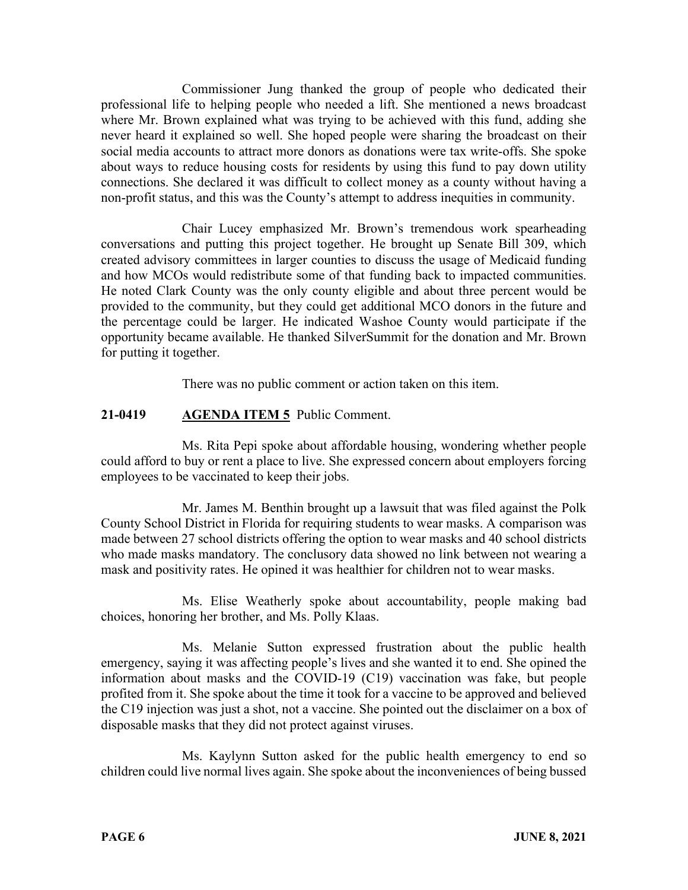Commissioner Jung thanked the group of people who dedicated their professional life to helping people who needed a lift. She mentioned a news broadcast where Mr. Brown explained what was trying to be achieved with this fund, adding she never heard it explained so well. She hoped people were sharing the broadcast on their social media accounts to attract more donors as donations were tax write-offs. She spoke about ways to reduce housing costs for residents by using this fund to pay down utility connections. She declared it was difficult to collect money as a county without having a non-profit status, and this was the County's attempt to address inequities in community.

Chair Lucey emphasized Mr. Brown's tremendous work spearheading conversations and putting this project together. He brought up Senate Bill 309, which created advisory committees in larger counties to discuss the usage of Medicaid funding and how MCOs would redistribute some of that funding back to impacted communities. He noted Clark County was the only county eligible and about three percent would be provided to the community, but they could get additional MCO donors in the future and the percentage could be larger. He indicated Washoe County would participate if the opportunity became available. He thanked SilverSummit for the donation and Mr. Brown for putting it together.

There was no public comment or action taken on this item.

**21-0419 AGENDA ITEM 5** Public Comment.

Ms. Rita Pepi spoke about affordable housing, wondering whether people could afford to buy or rent a place to live. She expressed concern about employers forcing employees to be vaccinated to keep their jobs.

Mr. James M. Benthin brought up a lawsuit that was filed against the Polk County School District in Florida for requiring students to wear masks. A comparison was made between 27 school districts offering the option to wear masks and 40 school districts who made masks mandatory. The conclusory data showed no link between not wearing a mask and positivity rates. He opined it was healthier for children not to wear masks.

Ms. Elise Weatherly spoke about accountability, people making bad choices, honoring her brother, and Ms. Polly Klaas.

Ms. Melanie Sutton expressed frustration about the public health emergency, saying it was affecting people's lives and she wanted it to end. She opined the information about masks and the COVID-19 (C19) vaccination was fake, but people profited from it. She spoke about the time it took for a vaccine to be approved and believed the C19 injection was just a shot, not a vaccine. She pointed out the disclaimer on a box of disposable masks that they did not protect against viruses.

Ms. Kaylynn Sutton asked for the public health emergency to end so children could live normal lives again. She spoke about the inconveniences of being bussed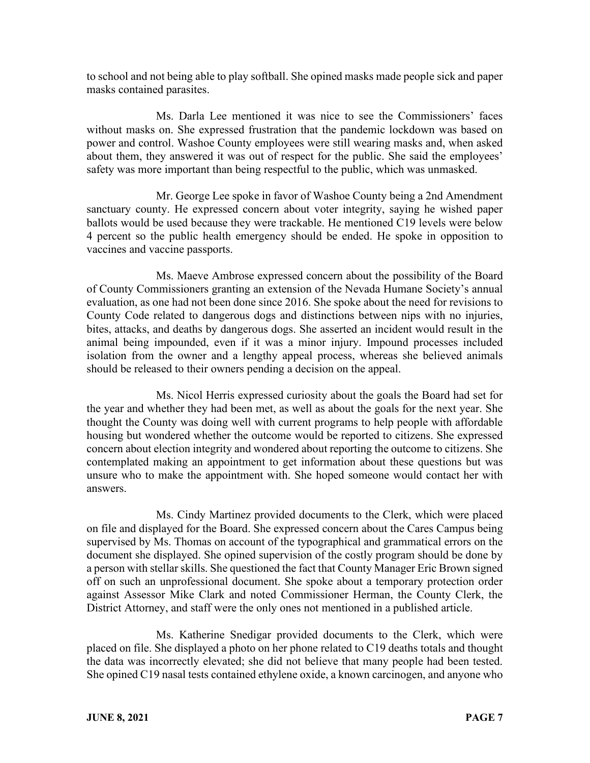to school and not being able to play softball. She opined masks made people sick and paper masks contained parasites.

Ms. Darla Lee mentioned it was nice to see the Commissioners' faces without masks on. She expressed frustration that the pandemic lockdown was based on power and control. Washoe County employees were still wearing masks and, when asked about them, they answered it was out of respect for the public. She said the employees' safety was more important than being respectful to the public, which was unmasked.

Mr. George Lee spoke in favor of Washoe County being a 2nd Amendment sanctuary county. He expressed concern about voter integrity, saying he wished paper ballots would be used because they were trackable. He mentioned C19 levels were below 4 percent so the public health emergency should be ended. He spoke in opposition to vaccines and vaccine passports.

Ms. Maeve Ambrose expressed concern about the possibility of the Board of County Commissioners granting an extension of the Nevada Humane Society's annual evaluation, as one had not been done since 2016. She spoke about the need for revisions to County Code related to dangerous dogs and distinctions between nips with no injuries, bites, attacks, and deaths by dangerous dogs. She asserted an incident would result in the animal being impounded, even if it was a minor injury. Impound processes included isolation from the owner and a lengthy appeal process, whereas she believed animals should be released to their owners pending a decision on the appeal.

Ms. Nicol Herris expressed curiosity about the goals the Board had set for the year and whether they had been met, as well as about the goals for the next year. She thought the County was doing well with current programs to help people with affordable housing but wondered whether the outcome would be reported to citizens. She expressed concern about election integrity and wondered about reporting the outcome to citizens. She contemplated making an appointment to get information about these questions but was unsure who to make the appointment with. She hoped someone would contact her with answers.

Ms. Cindy Martinez provided documents to the Clerk, which were placed on file and displayed for the Board. She expressed concern about the Cares Campus being supervised by Ms. Thomas on account of the typographical and grammatical errors on the document she displayed. She opined supervision of the costly program should be done by a person with stellar skills. She questioned the fact that County Manager Eric Brown signed off on such an unprofessional document. She spoke about a temporary protection order against Assessor Mike Clark and noted Commissioner Herman, the County Clerk, the District Attorney, and staff were the only ones not mentioned in a published article.

Ms. Katherine Snedigar provided documents to the Clerk, which were placed on file. She displayed a photo on her phone related to C19 deaths totals and thought the data was incorrectly elevated; she did not believe that many people had been tested. She opined C19 nasal tests contained ethylene oxide, a known carcinogen, and anyone who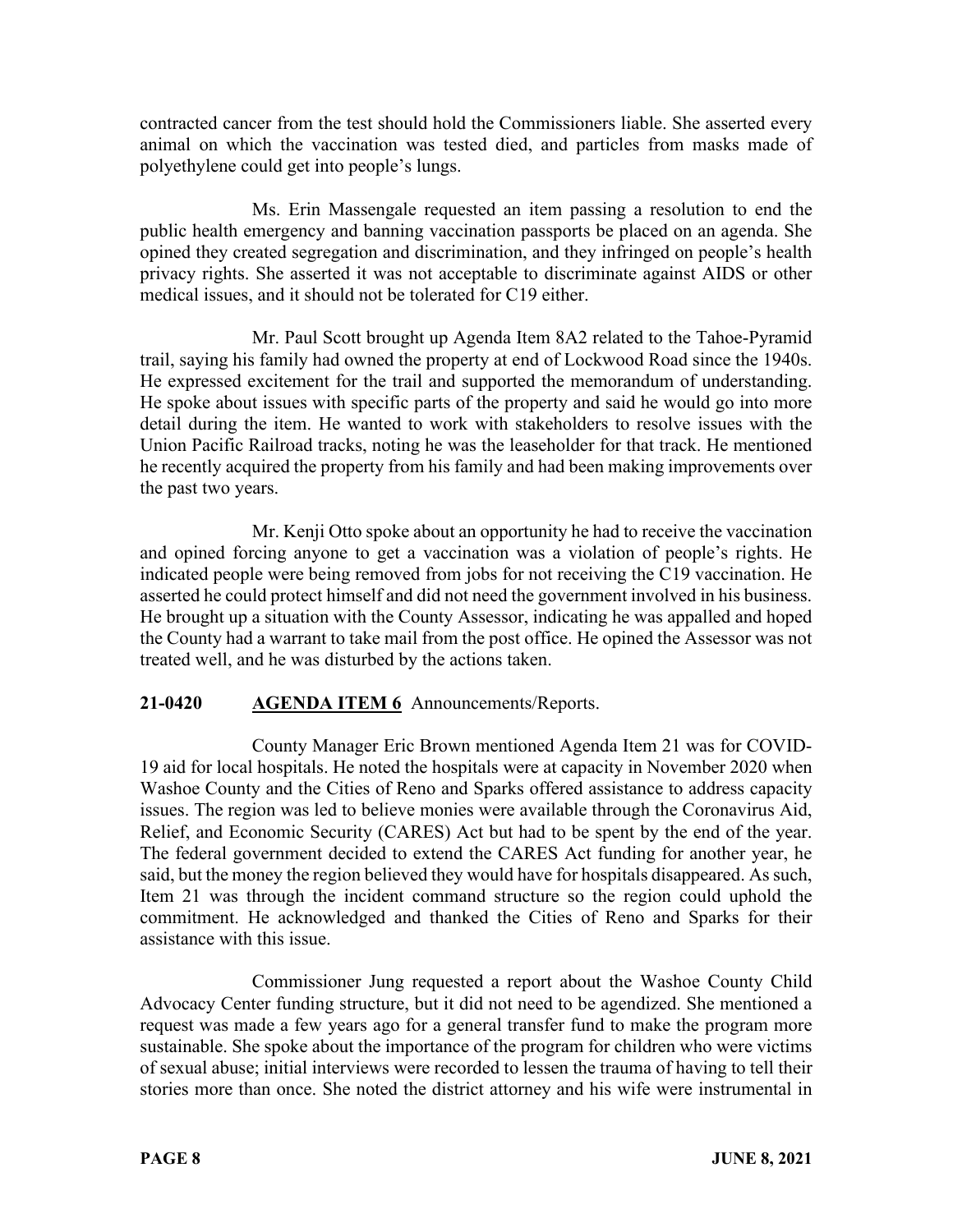contracted cancer from the test should hold the Commissioners liable. She asserted every animal on which the vaccination was tested died, and particles from masks made of polyethylene could get into people's lungs.

Ms. Erin Massengale requested an item passing a resolution to end the public health emergency and banning vaccination passports be placed on an agenda. She opined they created segregation and discrimination, and they infringed on people's health privacy rights. She asserted it was not acceptable to discriminate against AIDS or other medical issues, and it should not be tolerated for C19 either.

Mr. Paul Scott brought up Agenda Item 8A2 related to the Tahoe-Pyramid trail, saying his family had owned the property at end of Lockwood Road since the 1940s. He expressed excitement for the trail and supported the memorandum of understanding. He spoke about issues with specific parts of the property and said he would go into more detail during the item. He wanted to work with stakeholders to resolve issues with the Union Pacific Railroad tracks, noting he was the leaseholder for that track. He mentioned he recently acquired the property from his family and had been making improvements over the past two years.

Mr. Kenji Otto spoke about an opportunity he had to receive the vaccination and opined forcing anyone to get a vaccination was a violation of people's rights. He indicated people were being removed from jobs for not receiving the C19 vaccination. He asserted he could protect himself and did not need the government involved in his business. He brought up a situation with the County Assessor, indicating he was appalled and hoped the County had a warrant to take mail from the post office. He opined the Assessor was not treated well, and he was disturbed by the actions taken.

**21-0420 AGENDA ITEM 6** Announcements/Reports.

County Manager Eric Brown mentioned Agenda Item 21 was for COVID-19 aid for local hospitals. He noted the hospitals were at capacity in November 2020 when Washoe County and the Cities of Reno and Sparks offered assistance to address capacity issues. The region was led to believe monies were available through the Coronavirus Aid, Relief, and Economic Security (CARES) Act but had to be spent by the end of the year. The federal government decided to extend the CARES Act funding for another year, he said, but the money the region believed they would have for hospitals disappeared. As such, Item 21 was through the incident command structure so the region could uphold the commitment. He acknowledged and thanked the Cities of Reno and Sparks for their assistance with this issue.

Commissioner Jung requested a report about the Washoe County Child Advocacy Center funding structure, but it did not need to be agendized. She mentioned a request was made a few years ago for a general transfer fund to make the program more sustainable. She spoke about the importance of the program for children who were victims of sexual abuse; initial interviews were recorded to lessen the trauma of having to tell their stories more than once. She noted the district attorney and his wife were instrumental in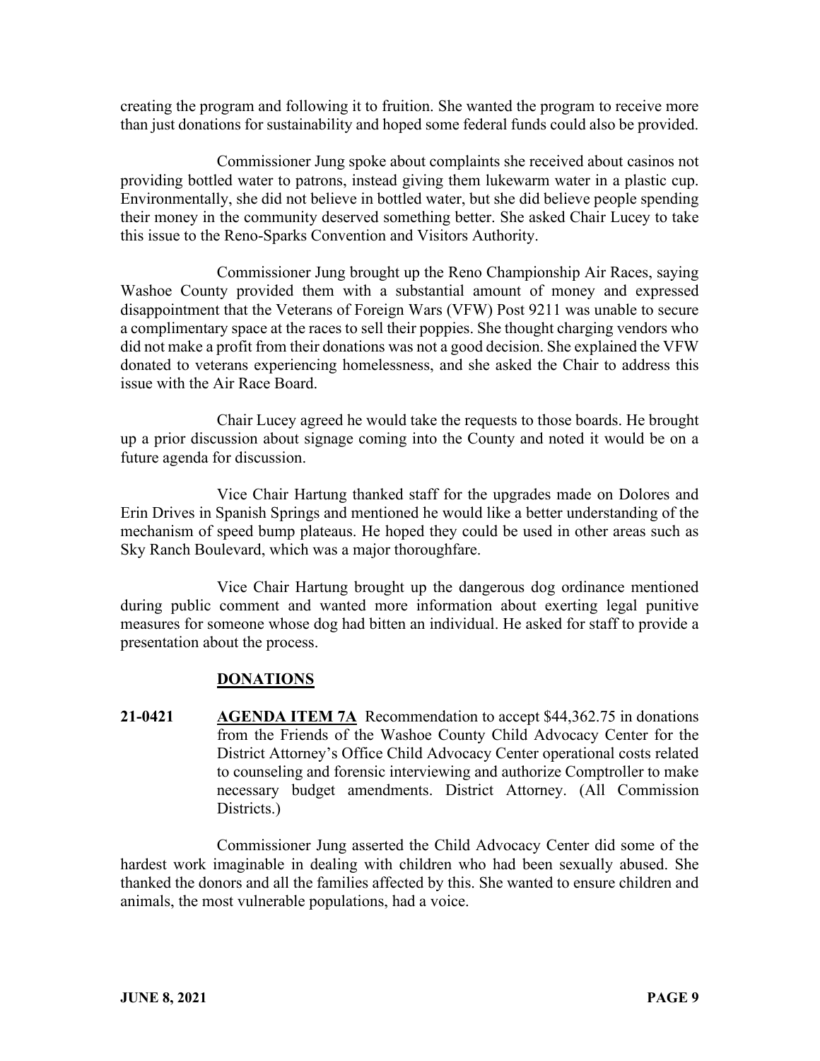creating the program and following it to fruition. She wanted the program to receive more than just donations for sustainability and hoped some federal funds could also be provided.

Commissioner Jung spoke about complaints she received about casinos not providing bottled water to patrons, instead giving them lukewarm water in a plastic cup. Environmentally, she did not believe in bottled water, but she did believe people spending their money in the community deserved something better. She asked Chair Lucey to take this issue to the Reno-Sparks Convention and Visitors Authority.

Commissioner Jung brought up the Reno Championship Air Races, saying Washoe County provided them with a substantial amount of money and expressed disappointment that the Veterans of Foreign Wars (VFW) Post 9211 was unable to secure a complimentary space at the races to sell their poppies. She thought charging vendors who did not make a profit from their donations was not a good decision. She explained the VFW donated to veterans experiencing homelessness, and she asked the Chair to address this issue with the Air Race Board.

Chair Lucey agreed he would take the requests to those boards. He brought up a prior discussion about signage coming into the County and noted it would be on a future agenda for discussion.

Vice Chair Hartung thanked staff for the upgrades made on Dolores and Erin Drives in Spanish Springs and mentioned he would like a better understanding of the mechanism of speed bump plateaus. He hoped they could be used in other areas such as Sky Ranch Boulevard, which was a major thoroughfare.

Vice Chair Hartung brought up the dangerous dog ordinance mentioned during public comment and wanted more information about exerting legal punitive measures for someone whose dog had bitten an individual. He asked for staff to provide a presentation about the process.

## DONATIONS

**21-0421** **AGENDA ITEM 7A** Recommendation to accept $44,362.75 in donations from the Friends of the Washoe County Child Advocacy Center for the District Attorney's Office Child Advocacy Center operational costs related to counseling and forensic interviewing and authorize Comptroller to make necessary budget amendments. District Attorney. (All Commission Districts.)

Commissioner Jung asserted the Child Advocacy Center did some of the hardest work imaginable in dealing with children who had been sexually abused. She thanked the donors and all the families affected by this. She wanted to ensure children and animals, the most vulnerable populations, had a voice.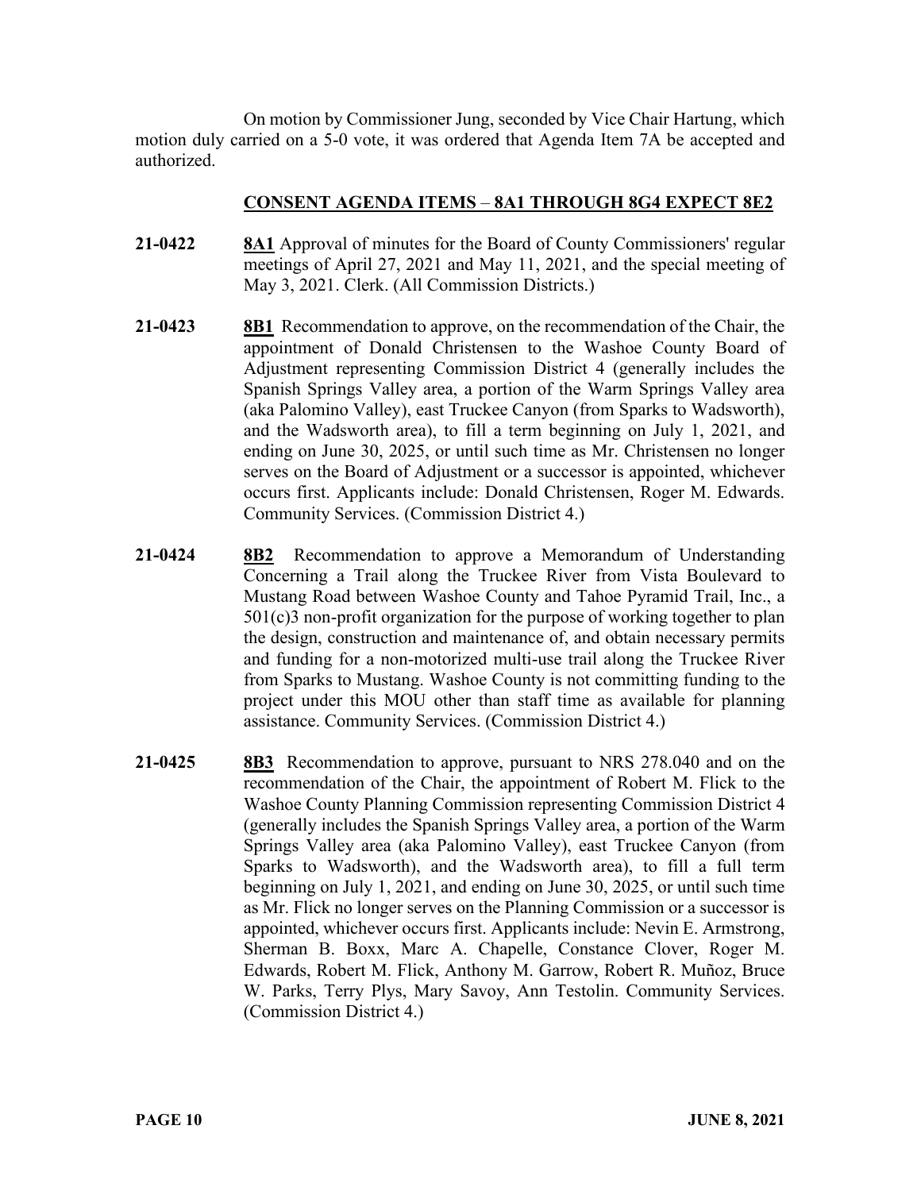On motion by Commissioner Jung, seconded by Vice Chair Hartung, which motion duly carried on a 5-0 vote, it was ordered that Agenda Item 7A be accepted and authorized.

**CONSENT AGENDA ITEMS – 8A1 THROUGH 8G4 EXPECT 8E2**

**21-0422** **8A1** Approval of minutes for the Board of County Commissioners' regular meetings of April 27, 2021 and May 11, 2021, and the special meeting of May 3, 2021. Clerk. (All Commission Districts.)

**21-0423** **8B1** Recommendation to approve, on the recommendation of the Chair, the appointment of Donald Christensen to the Washoe County Board of Adjustment representing Commission District 4 (generally includes the Spanish Springs Valley area, a portion of the Warm Springs Valley area (aka Palomino Valley), east Truckee Canyon (from Sparks to Wadsworth), and the Wadsworth area), to fill a term beginning on July 1, 2021, and ending on June 30, 2025, or until such time as Mr. Christensen no longer serves on the Board of Adjustment or a successor is appointed, whichever occurs first. Applicants include: Donald Christensen, Roger M. Edwards. Community Services. (Commission District 4.)

**21-0424** **8B2** Recommendation to approve a Memorandum of Understanding Concerning a Trail along the Truckee River from Vista Boulevard to Mustang Road between Washoe County and Tahoe Pyramid Trail, Inc., a 501(c)3 non-profit organization for the purpose of working together to plan the design, construction and maintenance of, and obtain necessary permits and funding for a non-motorized multi-use trail along the Truckee River from Sparks to Mustang. Washoe County is not committing funding to the project under this MOU other than staff time as available for planning assistance. Community Services. (Commission District 4.)

**21-0425** **8B3** Recommendation to approve, pursuant to NRS 278.040 and on the recommendation of the Chair, the appointment of Robert M. Flick to the Washoe County Planning Commission representing Commission District 4 (generally includes the Spanish Springs Valley area, a portion of the Warm Springs Valley area (aka Palomino Valley), east Truckee Canyon (from Sparks to Wadsworth), and the Wadsworth area), to fill a full term beginning on July 1, 2021, and ending on June 30, 2025, or until such time as Mr. Flick no longer serves on the Planning Commission or a successor is appointed, whichever occurs first. Applicants include: Nevin E. Armstrong, Sherman B. Boxx, Marc A. Chapelle, Constance Clover, Roger M. Edwards, Robert M. Flick, Anthony M. Garrow, Robert R. Muñoz, Bruce W. Parks, Terry Plys, Mary Savoy, Ann Testolin. Community Services. (Commission District 4.)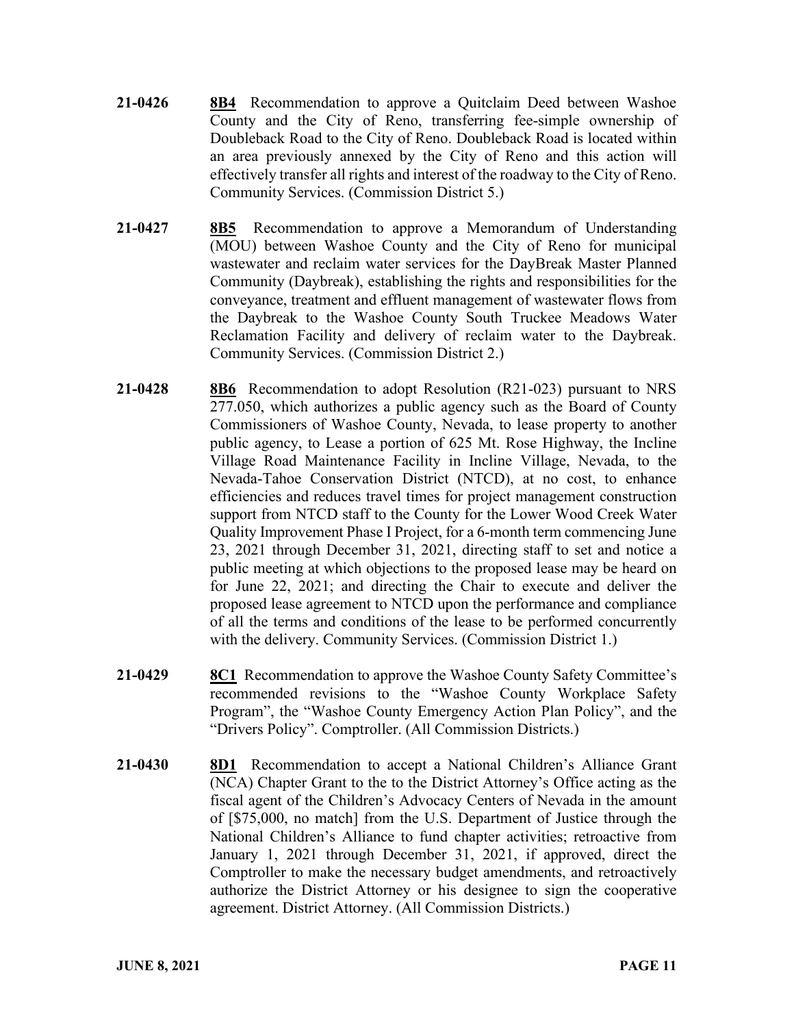**21-0426** **8B4** Recommendation to approve a Quitclaim Deed between Washoe County and the City of Reno, transferring fee-simple ownership of Doubleback Road to the City of Reno. Doubleback Road is located within an area previously annexed by the City of Reno and this action will effectively transfer all rights and interest of the roadway to the City of Reno. Community Services. (Commission District 5.)

**21-0427** **8B5** Recommendation to approve a Memorandum of Understanding (MOU) between Washoe County and the City of Reno for municipal wastewater and reclaim water services for the DayBreak Master Planned Community (Daybreak), establishing the rights and responsibilities for the conveyance, treatment and effluent management of wastewater flows from the Daybreak to the Washoe County South Truckee Meadows Water Reclamation Facility and delivery of reclaim water to the Daybreak. Community Services. (Commission District 2.)

**21-0428** **8B6** Recommendation to adopt Resolution (R21-023) pursuant to NRS 277.050, which authorizes a public agency such as the Board of County Commissioners of Washoe County, Nevada, to lease property to another public agency, to Lease a portion of 625 Mt. Rose Highway, the Incline Village Road Maintenance Facility in Incline Village, Nevada, to the Nevada-Tahoe Conservation District (NTCD), at no cost, to enhance efficiencies and reduces travel times for project management construction support from NTCD staff to the County for the Lower Wood Creek Water Quality Improvement Phase I Project, for a 6-month term commencing June 23, 2021 through December 31, 2021, directing staff to set and notice a public meeting at which objections to the proposed lease may be heard on for June 22, 2021; and directing the Chair to execute and deliver the proposed lease agreement to NTCD upon the performance and compliance of all the terms and conditions of the lease to be performed concurrently with the delivery. Community Services. (Commission District 1.)

**21-0429** **8C1** Recommendation to approve the Washoe County Safety Committee's recommended revisions to the "Washoe County Workplace Safety Program", the "Washoe County Emergency Action Plan Policy", and the "Drivers Policy". Comptroller. (All Commission Districts.)

**21-0430** **8D1** Recommendation to accept a National Children's Alliance Grant (NCA) Chapter Grant to the to the District Attorney's Office acting as the fiscal agent of the Children's Advocacy Centers of Nevada in the amount of [$75,000, no match] from the U.S. Department of Justice through the National Children's Alliance to fund chapter activities; retroactive from January 1, 2021 through December 31, 2021, if approved, direct the Comptroller to make the necessary budget amendments, and retroactively authorize the District Attorney or his designee to sign the cooperative agreement. District Attorney. (All Commission Districts.)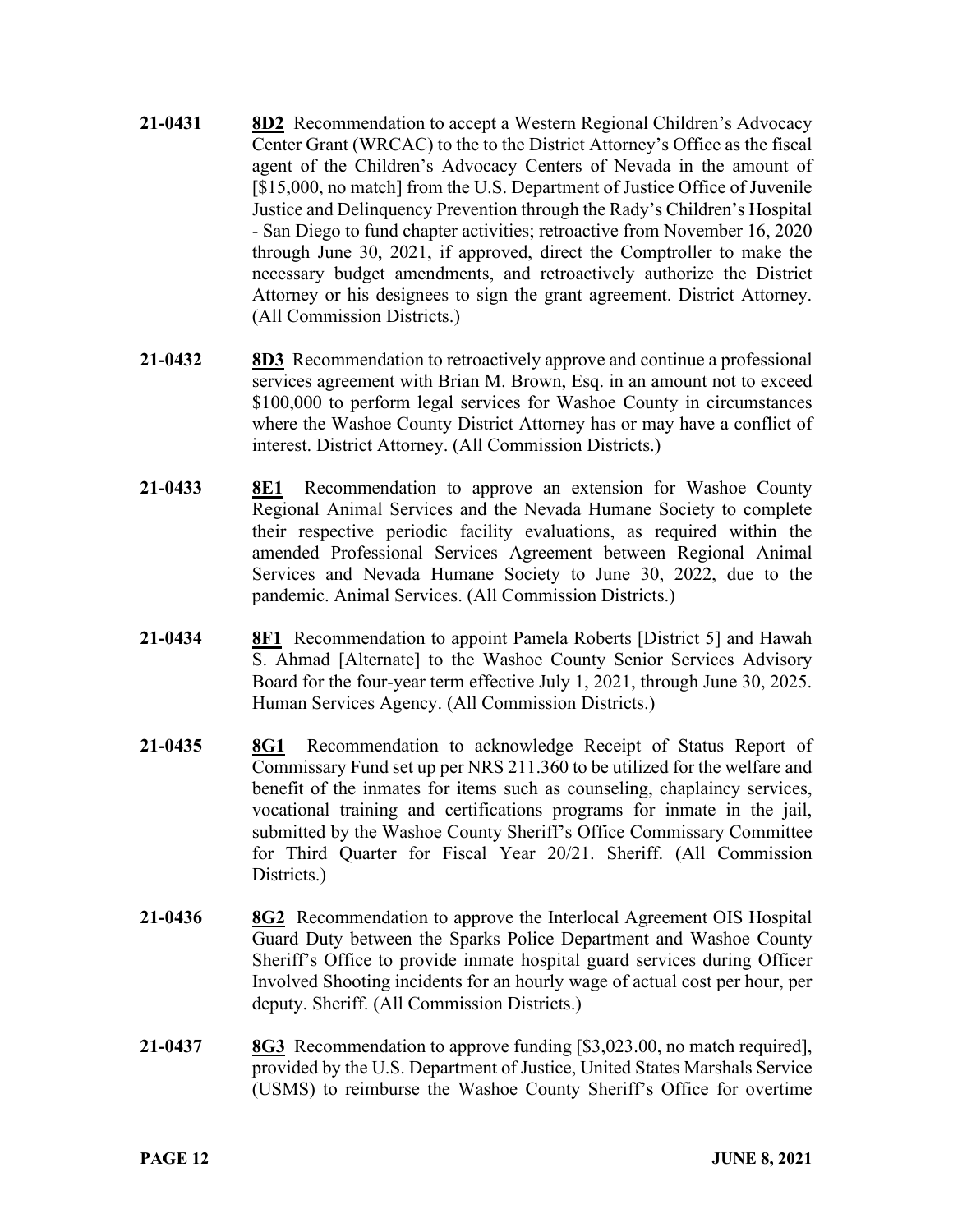**21-0431** **8D2** Recommendation to accept a Western Regional Children's Advocacy Center Grant (WRCAC) to the to the District Attorney's Office as the fiscal agent of the Children's Advocacy Centers of Nevada in the amount of [$15,000, no match] from the U.S. Department of Justice Office of Juvenile Justice and Delinquency Prevention through the Rady's Children's Hospital - San Diego to fund chapter activities; retroactive from November 16, 2020 through June 30, 2021, if approved, direct the Comptroller to make the necessary budget amendments, and retroactively authorize the District Attorney or his designees to sign the grant agreement. District Attorney. (All Commission Districts.)

**21-0432** **8D3** Recommendation to retroactively approve and continue a professional services agreement with Brian M. Brown, Esq. in an amount not to exceed $100,000 to perform legal services for Washoe County in circumstances where the Washoe County District Attorney has or may have a conflict of interest. District Attorney. (All Commission Districts.)

**21-0433** **8E1** Recommendation to approve an extension for Washoe County Regional Animal Services and the Nevada Humane Society to complete their respective periodic facility evaluations, as required within the amended Professional Services Agreement between Regional Animal Services and Nevada Humane Society to June 30, 2022, due to the pandemic. Animal Services. (All Commission Districts.)

**21-0434** **8F1** Recommendation to appoint Pamela Roberts [District 5] and Hawah S. Ahmad [Alternate] to the Washoe County Senior Services Advisory Board for the four-year term effective July 1, 2021, through June 30, 2025. Human Services Agency. (All Commission Districts.)

**21-0435** **8G1** Recommendation to acknowledge Receipt of Status Report of Commissary Fund set up per NRS 211.360 to be utilized for the welfare and benefit of the inmates for items such as counseling, chaplaincy services, vocational training and certifications programs for inmate in the jail, submitted by the Washoe County Sheriff's Office Commissary Committee for Third Quarter for Fiscal Year 20/21. Sheriff. (All Commission Districts.)

**21-0436** **8G2** Recommendation to approve the Interlocal Agreement OIS Hospital Guard Duty between the Sparks Police Department and Washoe County Sheriff's Office to provide inmate hospital guard services during Officer Involved Shooting incidents for an hourly wage of actual cost per hour, per deputy. Sheriff. (All Commission Districts.)

**21-0437** **8G3** Recommendation to approve funding [$3,023.00, no match required], provided by the U.S. Department of Justice, United States Marshals Service (USMS) to reimburse the Washoe County Sheriff's Office for overtime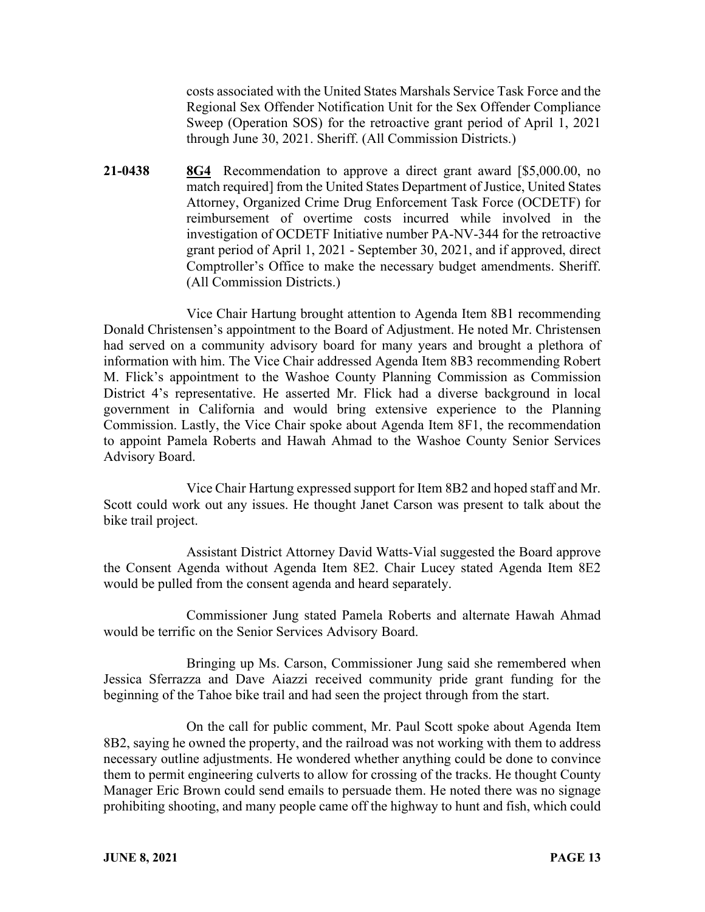costs associated with the United States Marshals Service Task Force and the Regional Sex Offender Notification Unit for the Sex Offender Compliance Sweep (Operation SOS) for the retroactive grant period of April 1, 2021 through June 30, 2021. Sheriff. (All Commission Districts.)

**21-0438** **8G4** Recommendation to approve a direct grant award [$5,000.00, no match required] from the United States Department of Justice, United States Attorney, Organized Crime Drug Enforcement Task Force (OCDETF) for reimbursement of overtime costs incurred while involved in the investigation of OCDETF Initiative number PA-NV-344 for the retroactive grant period of April 1, 2021 - September 30, 2021, and if approved, direct Comptroller's Office to make the necessary budget amendments. Sheriff. (All Commission Districts.)

Vice Chair Hartung brought attention to Agenda Item 8B1 recommending Donald Christensen's appointment to the Board of Adjustment. He noted Mr. Christensen had served on a community advisory board for many years and brought a plethora of information with him. The Vice Chair addressed Agenda Item 8B3 recommending Robert M. Flick's appointment to the Washoe County Planning Commission as Commission District 4's representative. He asserted Mr. Flick had a diverse background in local government in California and would bring extensive experience to the Planning Commission. Lastly, the Vice Chair spoke about Agenda Item 8F1, the recommendation to appoint Pamela Roberts and Hawah Ahmad to the Washoe County Senior Services Advisory Board.

Vice Chair Hartung expressed support for Item 8B2 and hoped staff and Mr. Scott could work out any issues. He thought Janet Carson was present to talk about the bike trail project.

Assistant District Attorney David Watts-Vial suggested the Board approve the Consent Agenda without Agenda Item 8E2. Chair Lucey stated Agenda Item 8E2 would be pulled from the consent agenda and heard separately.

Commissioner Jung stated Pamela Roberts and alternate Hawah Ahmad would be terrific on the Senior Services Advisory Board.

Bringing up Ms. Carson, Commissioner Jung said she remembered when Jessica Sferrazza and Dave Aiazzi received community pride grant funding for the beginning of the Tahoe bike trail and had seen the project through from the start.

On the call for public comment, Mr. Paul Scott spoke about Agenda Item 8B2, saying he owned the property, and the railroad was not working with them to address necessary outline adjustments. He wondered whether anything could be done to convince them to permit engineering culverts to allow for crossing of the tracks. He thought County Manager Eric Brown could send emails to persuade them. He noted there was no signage prohibiting shooting, and many people came off the highway to hunt and fish, which could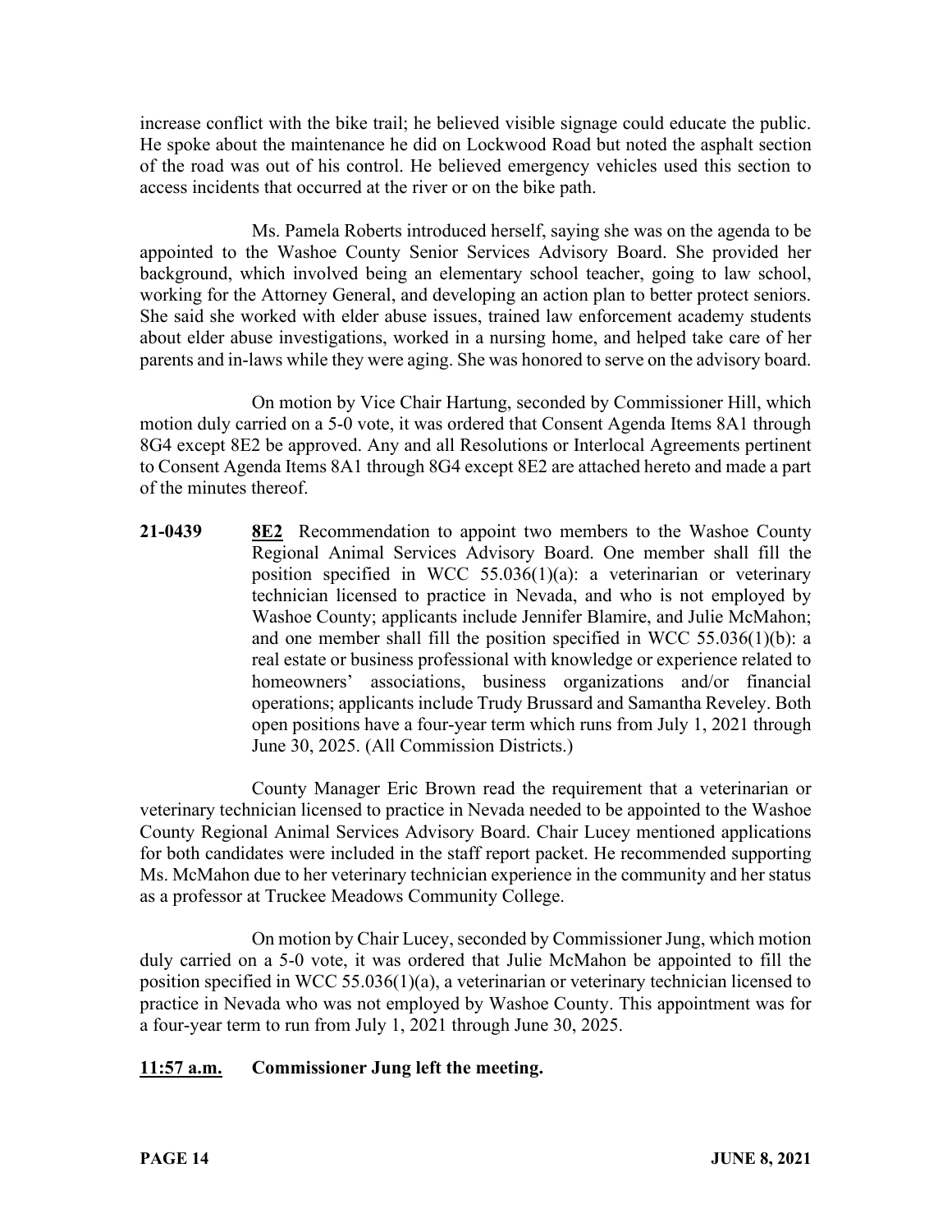increase conflict with the bike trail; he believed visible signage could educate the public. He spoke about the maintenance he did on Lockwood Road but noted the asphalt section of the road was out of his control. He believed emergency vehicles used this section to access incidents that occurred at the river or on the bike path.

Ms. Pamela Roberts introduced herself, saying she was on the agenda to be appointed to the Washoe County Senior Services Advisory Board. She provided her background, which involved being an elementary school teacher, going to law school, working for the Attorney General, and developing an action plan to better protect seniors. She said she worked with elder abuse issues, trained law enforcement academy students about elder abuse investigations, worked in a nursing home, and helped take care of her parents and in-laws while they were aging. She was honored to serve on the advisory board.

On motion by Vice Chair Hartung, seconded by Commissioner Hill, which motion duly carried on a 5-0 vote, it was ordered that Consent Agenda Items 8A1 through 8G4 except 8E2 be approved. Any and all Resolutions or Interlocal Agreements pertinent to Consent Agenda Items 8A1 through 8G4 except 8E2 are attached hereto and made a part of the minutes thereof.

**21-0439** **8E2** Recommendation to appoint two members to the Washoe County Regional Animal Services Advisory Board. One member shall fill the position specified in WCC 55.036(1)(a): a veterinarian or veterinary technician licensed to practice in Nevada, and who is not employed by Washoe County; applicants include Jennifer Blamire, and Julie McMahon; and one member shall fill the position specified in WCC 55.036(1)(b): a real estate or business professional with knowledge or experience related to homeowners' associations, business organizations and/or financial operations; applicants include Trudy Brussard and Samantha Reveley. Both open positions have a four-year term which runs from July 1, 2021 through June 30, 2025. (All Commission Districts.)

County Manager Eric Brown read the requirement that a veterinarian or veterinary technician licensed to practice in Nevada needed to be appointed to the Washoe County Regional Animal Services Advisory Board. Chair Lucey mentioned applications for both candidates were included in the staff report packet. He recommended supporting Ms. McMahon due to her veterinary technician experience in the community and her status as a professor at Truckee Meadows Community College.

On motion by Chair Lucey, seconded by Commissioner Jung, which motion duly carried on a 5-0 vote, it was ordered that Julie McMahon be appointed to fill the position specified in WCC 55.036(1)(a), a veterinarian or veterinary technician licensed to practice in Nevada who was not employed by Washoe County. This appointment was for a four-year term to run from July 1, 2021 through June 30, 2025.

**11:57 a.m.** **Commissioner Jung left the meeting.**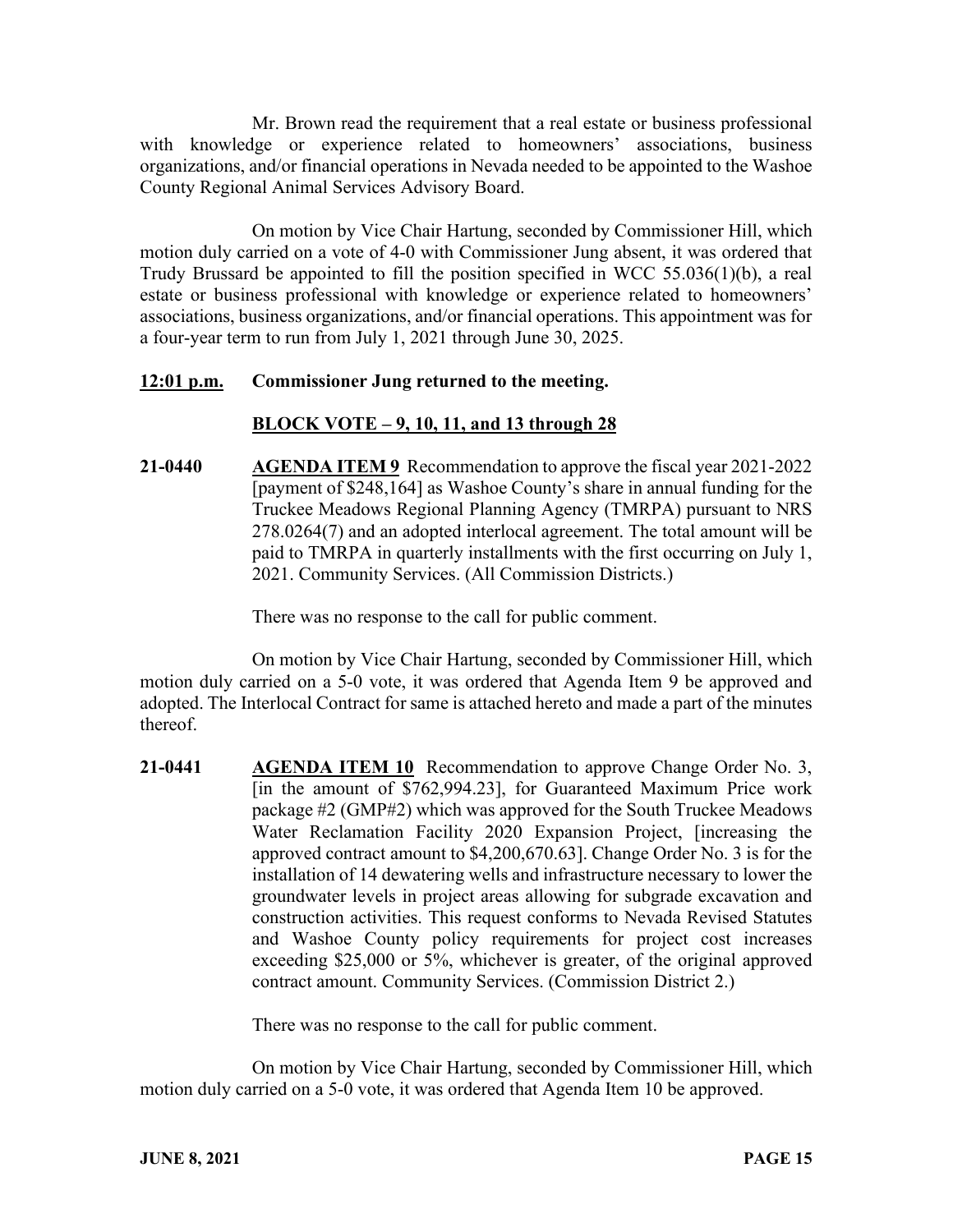Mr. Brown read the requirement that a real estate or business professional with knowledge or experience related to homeowners' associations, business organizations, and/or financial operations in Nevada needed to be appointed to the Washoe County Regional Animal Services Advisory Board.

On motion by Vice Chair Hartung, seconded by Commissioner Hill, which motion duly carried on a vote of 4-0 with Commissioner Jung absent, it was ordered that Trudy Brussard be appointed to fill the position specified in WCC 55.036(1)(b), a real estate or business professional with knowledge or experience related to homeowners' associations, business organizations, and/or financial operations. This appointment was for a four-year term to run from July 1, 2021 through June 30, 2025.

**12:01 p.m.** **Commissioner Jung returned to the meeting.**

**BLOCK VOTE – 9, 10, 11, and 13 through 28**

**21-0440** **AGENDA ITEM 9** Recommendation to approve the fiscal year 2021-2022 [payment of $248,164] as Washoe County's share in annual funding for the Truckee Meadows Regional Planning Agency (TMRPA) pursuant to NRS 278.0264(7) and an adopted interlocal agreement. The total amount will be paid to TMRPA in quarterly installments with the first occurring on July 1, 2021. Community Services. (All Commission Districts.)

There was no response to the call for public comment.

On motion by Vice Chair Hartung, seconded by Commissioner Hill, which motion duly carried on a 5-0 vote, it was ordered that Agenda Item 9 be approved and adopted. The Interlocal Contract for same is attached hereto and made a part of the minutes thereof.

**21-0441** **AGENDA ITEM 10** Recommendation to approve Change Order No. 3, [in the amount of $762,994.23], for Guaranteed Maximum Price work package #2 (GMP#2) which was approved for the South Truckee Meadows Water Reclamation Facility 2020 Expansion Project, [increasing the approved contract amount to $4,200,670.63]. Change Order No. 3 is for the installation of 14 dewatering wells and infrastructure necessary to lower the groundwater levels in project areas allowing for subgrade excavation and construction activities. This request conforms to Nevada Revised Statutes and Washoe County policy requirements for project cost increases exceeding $25,000 or 5%, whichever is greater, of the original approved contract amount. Community Services. (Commission District 2.)

There was no response to the call for public comment.

On motion by Vice Chair Hartung, seconded by Commissioner Hill, which motion duly carried on a 5-0 vote, it was ordered that Agenda Item 10 be approved.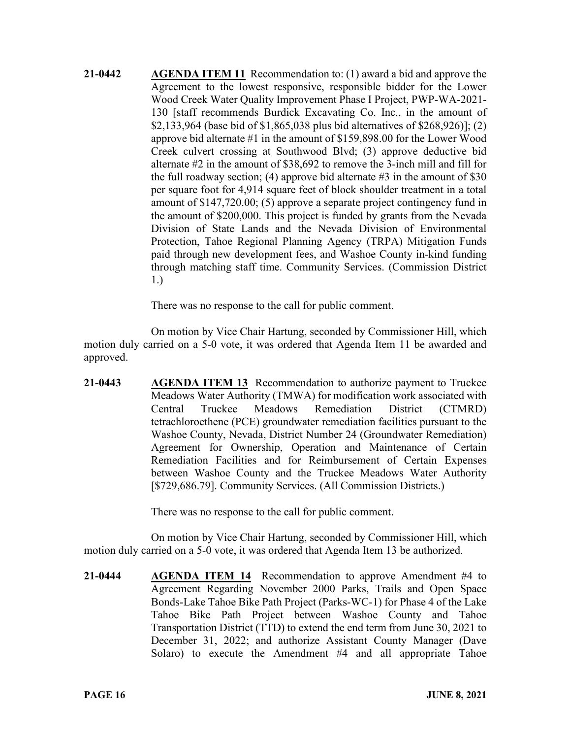**21-0442** **AGENDA ITEM 11** Recommendation to: (1) award a bid and approve the Agreement to the lowest responsive, responsible bidder for the Lower Wood Creek Water Quality Improvement Phase I Project, PWP-WA-2021-130 [staff recommends Burdick Excavating Co. Inc., in the amount of $2,133,964 (base bid of $1,865,038 plus bid alternatives of $268,926)]; (2) approve bid alternate #1 in the amount of $159,898.00 for the Lower Wood Creek culvert crossing at Southwood Blvd; (3) approve deductive bid alternate #2 in the amount of $38,692 to remove the 3-inch mill and fill for the full roadway section; (4) approve bid alternate #3 in the amount of $30 per square foot for 4,914 square feet of block shoulder treatment in a total amount of $147,720.00; (5) approve a separate project contingency fund in the amount of $200,000. This project is funded by grants from the Nevada Division of State Lands and the Nevada Division of Environmental Protection, Tahoe Regional Planning Agency (TRPA) Mitigation Funds paid through new development fees, and Washoe County in-kind funding through matching staff time. Community Services. (Commission District 1.)

There was no response to the call for public comment.

On motion by Vice Chair Hartung, seconded by Commissioner Hill, which motion duly carried on a 5-0 vote, it was ordered that Agenda Item 11 be awarded and approved.

**21-0443** **AGENDA ITEM 13** Recommendation to authorize payment to Truckee Meadows Water Authority (TMWA) for modification work associated with Central Truckee Meadows Remediation District (CTMRD) tetrachloroethene (PCE) groundwater remediation facilities pursuant to the Washoe County, Nevada, District Number 24 (Groundwater Remediation) Agreement for Ownership, Operation and Maintenance of Certain Remediation Facilities and for Reimbursement of Certain Expenses between Washoe County and the Truckee Meadows Water Authority [$729,686.79]. Community Services. (All Commission Districts.)

There was no response to the call for public comment.

On motion by Vice Chair Hartung, seconded by Commissioner Hill, which motion duly carried on a 5-0 vote, it was ordered that Agenda Item 13 be authorized.

**21-0444** **AGENDA ITEM 14** Recommendation to approve Amendment #4 to Agreement Regarding November 2000 Parks, Trails and Open Space Bonds-Lake Tahoe Bike Path Project (Parks-WC-1) for Phase 4 of the Lake Tahoe Bike Path Project between Washoe County and Tahoe Transportation District (TTD) to extend the end term from June 30, 2021 to December 31, 2022; and authorize Assistant County Manager (Dave Solaro) to execute the Amendment #4 and all appropriate Tahoe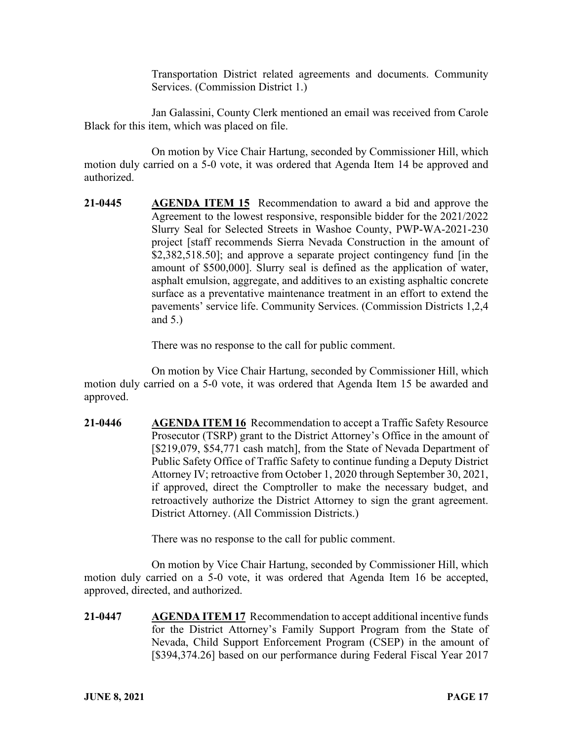Transportation District related agreements and documents. Community Services. (Commission District 1.)

Jan Galassini, County Clerk mentioned an email was received from Carole Black for this item, which was placed on file.

On motion by Vice Chair Hartung, seconded by Commissioner Hill, which motion duly carried on a 5-0 vote, it was ordered that Agenda Item 14 be approved and authorized.

**21-0445** **AGENDA ITEM 15** Recommendation to award a bid and approve the Agreement to the lowest responsive, responsible bidder for the 2021/2022 Slurry Seal for Selected Streets in Washoe County, PWP-WA-2021-230 project [staff recommends Sierra Nevada Construction in the amount of $2,382,518.50]; and approve a separate project contingency fund [in the amount of $500,000]. Slurry seal is defined as the application of water, asphalt emulsion, aggregate, and additives to an existing asphaltic concrete surface as a preventative maintenance treatment in an effort to extend the pavements' service life. Community Services. (Commission Districts 1,2,4 and 5.)

There was no response to the call for public comment.

On motion by Vice Chair Hartung, seconded by Commissioner Hill, which motion duly carried on a 5-0 vote, it was ordered that Agenda Item 15 be awarded and approved.

**21-0446** **AGENDA ITEM 16** Recommendation to accept a Traffic Safety Resource Prosecutor (TSRP) grant to the District Attorney's Office in the amount of [$219,079, $54,771 cash match], from the State of Nevada Department of Public Safety Office of Traffic Safety to continue funding a Deputy District Attorney IV; retroactive from October 1, 2020 through September 30, 2021, if approved, direct the Comptroller to make the necessary budget, and retroactively authorize the District Attorney to sign the grant agreement. District Attorney. (All Commission Districts.)

There was no response to the call for public comment.

On motion by Vice Chair Hartung, seconded by Commissioner Hill, which motion duly carried on a 5-0 vote, it was ordered that Agenda Item 16 be accepted, approved, directed, and authorized.

**21-0447** **AGENDA ITEM 17** Recommendation to accept additional incentive funds for the District Attorney's Family Support Program from the State of Nevada, Child Support Enforcement Program (CSEP) in the amount of [$394,374.26] based on our performance during Federal Fiscal Year 2017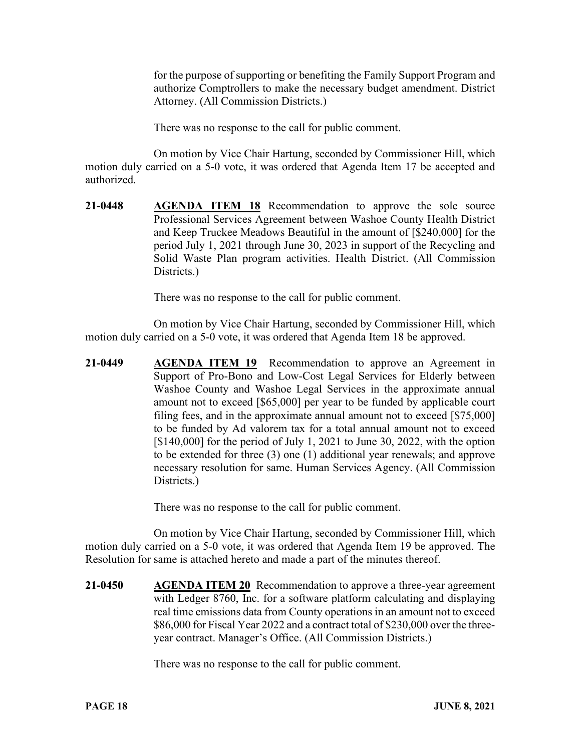for the purpose of supporting or benefiting the Family Support Program and authorize Comptrollers to make the necessary budget amendment. District Attorney. (All Commission Districts.)

There was no response to the call for public comment.

On motion by Vice Chair Hartung, seconded by Commissioner Hill, which motion duly carried on a 5-0 vote, it was ordered that Agenda Item 17 be accepted and authorized.

**21-0448** **AGENDA ITEM 18** Recommendation to approve the sole source Professional Services Agreement between Washoe County Health District and Keep Truckee Meadows Beautiful in the amount of [$240,000] for the period July 1, 2021 through June 30, 2023 in support of the Recycling and Solid Waste Plan program activities. Health District. (All Commission Districts.)

There was no response to the call for public comment.

On motion by Vice Chair Hartung, seconded by Commissioner Hill, which motion duly carried on a 5-0 vote, it was ordered that Agenda Item 18 be approved.

**21-0449** **AGENDA ITEM 19** Recommendation to approve an Agreement in Support of Pro-Bono and Low-Cost Legal Services for Elderly between Washoe County and Washoe Legal Services in the approximate annual amount not to exceed [$65,000] per year to be funded by applicable court filing fees, and in the approximate annual amount not to exceed [$75,000] to be funded by Ad valorem tax for a total annual amount not to exceed [$140,000] for the period of July 1, 2021 to June 30, 2022, with the option to be extended for three (3) one (1) additional year renewals; and approve necessary resolution for same. Human Services Agency. (All Commission Districts.)

There was no response to the call for public comment.

On motion by Vice Chair Hartung, seconded by Commissioner Hill, which motion duly carried on a 5-0 vote, it was ordered that Agenda Item 19 be approved. The Resolution for same is attached hereto and made a part of the minutes thereof.

**21-0450** **AGENDA ITEM 20** Recommendation to approve a three-year agreement with Ledger 8760, Inc. for a software platform calculating and displaying real time emissions data from County operations in an amount not to exceed $86,000 for Fiscal Year 2022 and a contract total of $230,000 over the three-year contract. Manager's Office. (All Commission Districts.)

There was no response to the call for public comment.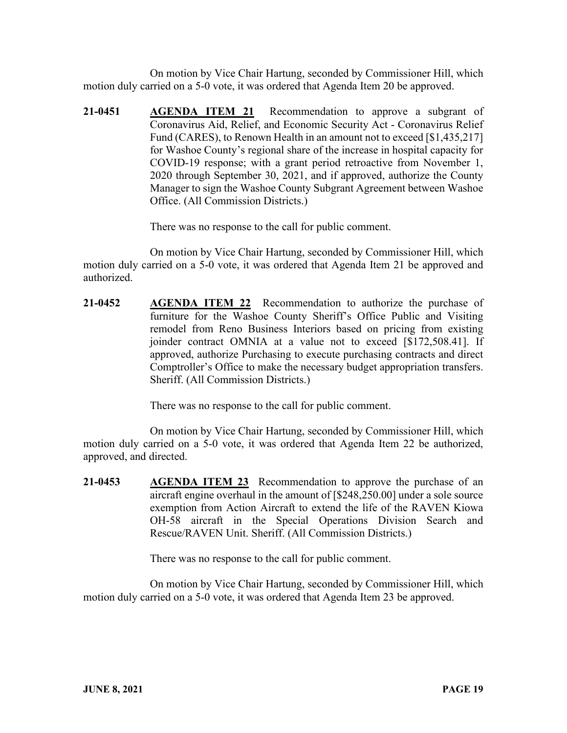On motion by Vice Chair Hartung, seconded by Commissioner Hill, which motion duly carried on a 5-0 vote, it was ordered that Agenda Item 20 be approved.

**21-0451** **AGENDA ITEM 21** Recommendation to approve a subgrant of Coronavirus Aid, Relief, and Economic Security Act - Coronavirus Relief Fund (CARES), to Renown Health in an amount not to exceed [$1,435,217] for Washoe County's regional share of the increase in hospital capacity for COVID-19 response; with a grant period retroactive from November 1, 2020 through September 30, 2021, and if approved, authorize the County Manager to sign the Washoe County Subgrant Agreement between Washoe Office. (All Commission Districts.)

There was no response to the call for public comment.

On motion by Vice Chair Hartung, seconded by Commissioner Hill, which motion duly carried on a 5-0 vote, it was ordered that Agenda Item 21 be approved and authorized.

**21-0452** **AGENDA ITEM 22** Recommendation to authorize the purchase of furniture for the Washoe County Sheriff's Office Public and Visiting remodel from Reno Business Interiors based on pricing from existing joinder contract OMNIA at a value not to exceed [$172,508.41]. If approved, authorize Purchasing to execute purchasing contracts and direct Comptroller's Office to make the necessary budget appropriation transfers. Sheriff. (All Commission Districts.)

There was no response to the call for public comment.

On motion by Vice Chair Hartung, seconded by Commissioner Hill, which motion duly carried on a 5-0 vote, it was ordered that Agenda Item 22 be authorized, approved, and directed.

**21-0453** **AGENDA ITEM 23** Recommendation to approve the purchase of an aircraft engine overhaul in the amount of [$248,250.00] under a sole source exemption from Action Aircraft to extend the life of the RAVEN Kiowa OH-58 aircraft in the Special Operations Division Search and Rescue/RAVEN Unit. Sheriff. (All Commission Districts.)

There was no response to the call for public comment.

On motion by Vice Chair Hartung, seconded by Commissioner Hill, which motion duly carried on a 5-0 vote, it was ordered that Agenda Item 23 be approved.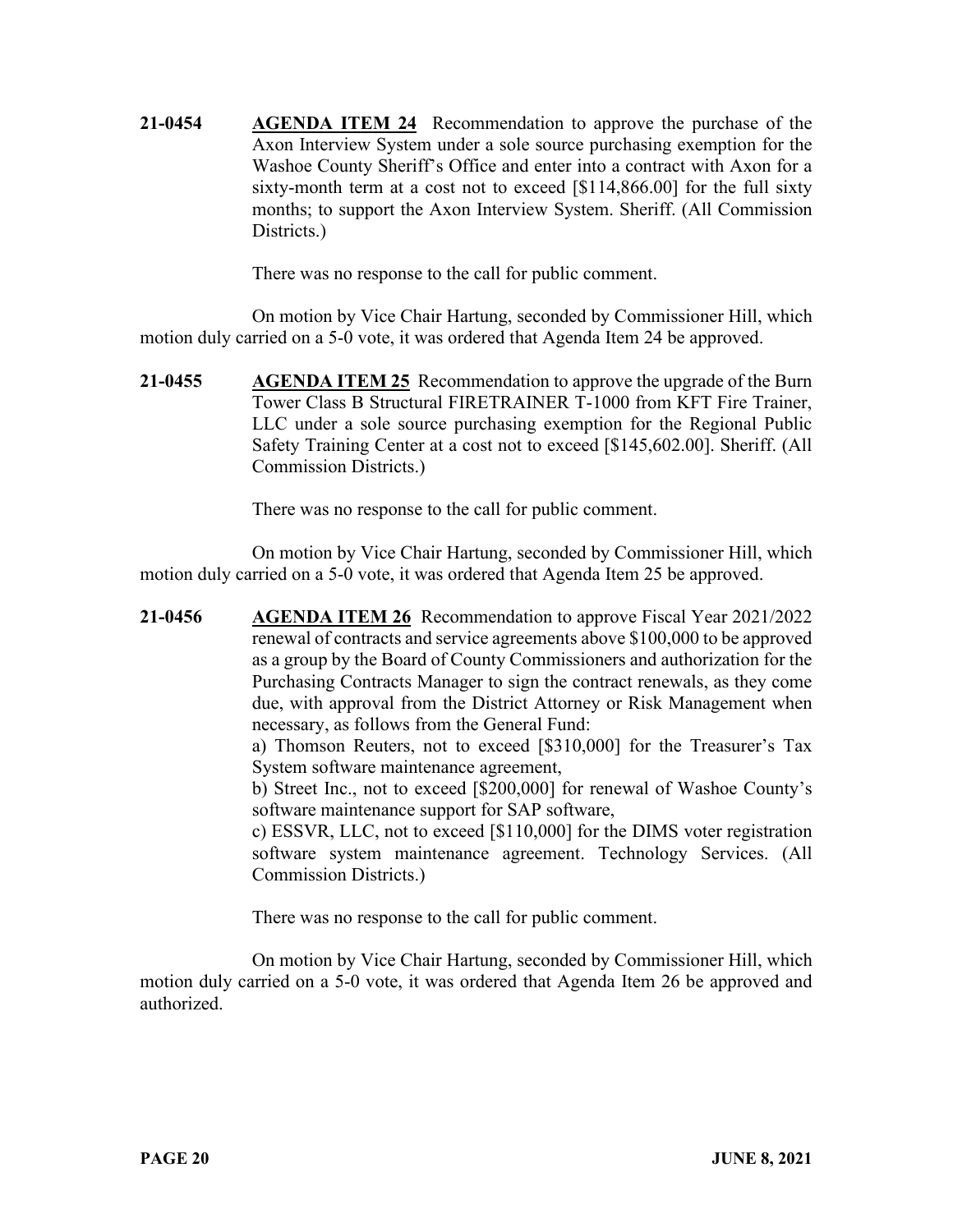**21-0454** **AGENDA ITEM 24** Recommendation to approve the purchase of the Axon Interview System under a sole source purchasing exemption for the Washoe County Sheriff's Office and enter into a contract with Axon for a sixty-month term at a cost not to exceed [$114,866.00] for the full sixty months; to support the Axon Interview System. Sheriff. (All Commission Districts.)

There was no response to the call for public comment.

On motion by Vice Chair Hartung, seconded by Commissioner Hill, which motion duly carried on a 5-0 vote, it was ordered that Agenda Item 24 be approved.

**21-0455** **AGENDA ITEM 25** Recommendation to approve the upgrade of the Burn Tower Class B Structural FIRETRAINER T-1000 from KFT Fire Trainer, LLC under a sole source purchasing exemption for the Regional Public Safety Training Center at a cost not to exceed [$145,602.00]. Sheriff. (All Commission Districts.)

There was no response to the call for public comment.

On motion by Vice Chair Hartung, seconded by Commissioner Hill, which motion duly carried on a 5-0 vote, it was ordered that Agenda Item 25 be approved.

**21-0456** **AGENDA ITEM 26** Recommendation to approve Fiscal Year 2021/2022 renewal of contracts and service agreements above $100,000 to be approved as a group by the Board of County Commissioners and authorization for the Purchasing Contracts Manager to sign the contract renewals, as they come due, with approval from the District Attorney or Risk Management when necessary, as follows from the General Fund:
a) Thomson Reuters, not to exceed [$310,000] for the Treasurer's Tax System software maintenance agreement,
b) Street Inc., not to exceed [$200,000] for renewal of Washoe County's software maintenance support for SAP software,
c) ESSVR, LLC, not to exceed [$110,000] for the DIMS voter registration software system maintenance agreement. Technology Services. (All Commission Districts.)

There was no response to the call for public comment.

On motion by Vice Chair Hartung, seconded by Commissioner Hill, which motion duly carried on a 5-0 vote, it was ordered that Agenda Item 26 be approved and authorized.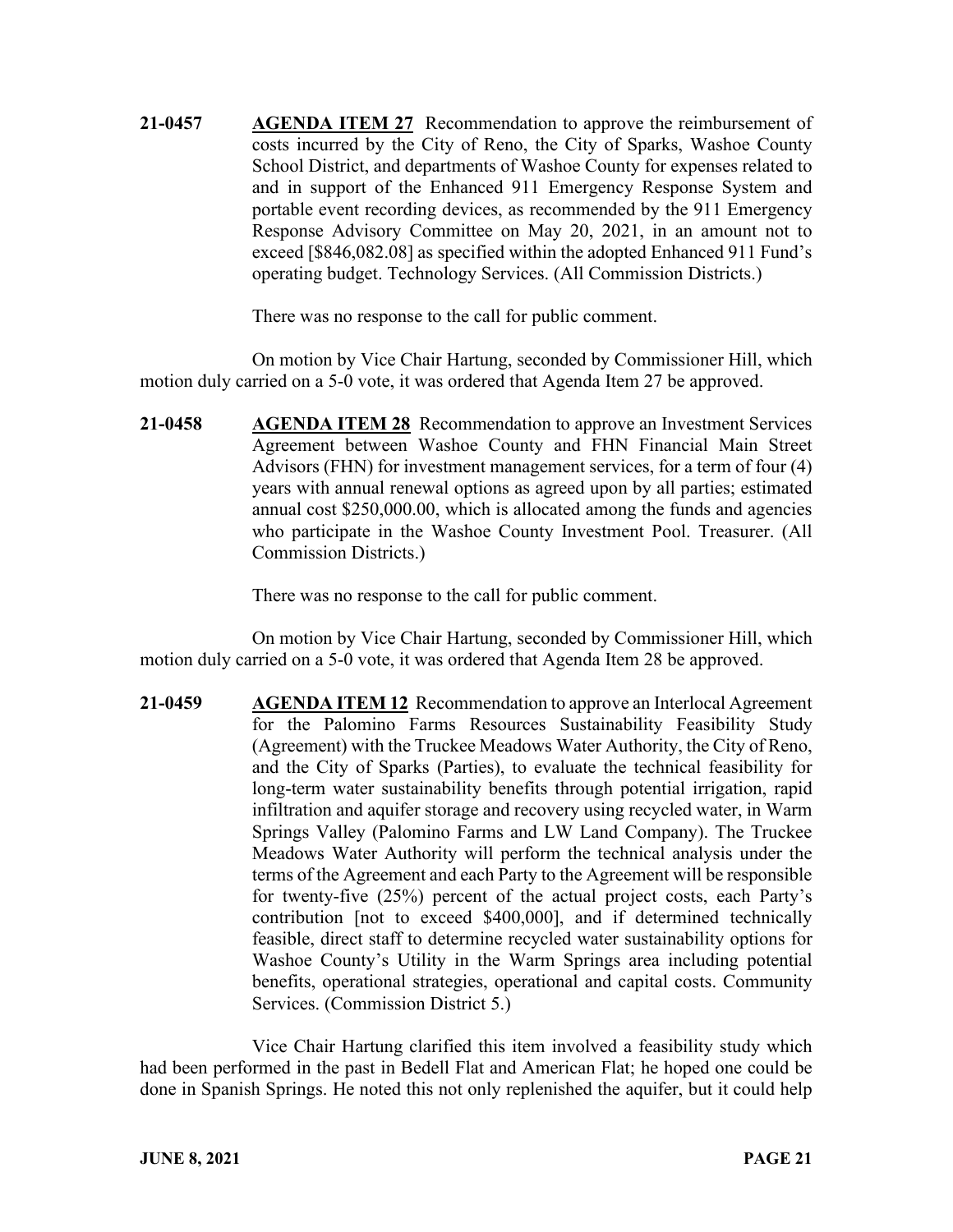**21-0457** **AGENDA ITEM 27** Recommendation to approve the reimbursement of costs incurred by the City of Reno, the City of Sparks, Washoe County School District, and departments of Washoe County for expenses related to and in support of the Enhanced 911 Emergency Response System and portable event recording devices, as recommended by the 911 Emergency Response Advisory Committee on May 20, 2021, in an amount not to exceed [$846,082.08] as specified within the adopted Enhanced 911 Fund's operating budget. Technology Services. (All Commission Districts.)

There was no response to the call for public comment.

On motion by Vice Chair Hartung, seconded by Commissioner Hill, which motion duly carried on a 5-0 vote, it was ordered that Agenda Item 27 be approved.

**21-0458** **AGENDA ITEM 28** Recommendation to approve an Investment Services Agreement between Washoe County and FHN Financial Main Street Advisors (FHN) for investment management services, for a term of four (4) years with annual renewal options as agreed upon by all parties; estimated annual cost $250,000.00, which is allocated among the funds and agencies who participate in the Washoe County Investment Pool. Treasurer. (All Commission Districts.)

There was no response to the call for public comment.

On motion by Vice Chair Hartung, seconded by Commissioner Hill, which motion duly carried on a 5-0 vote, it was ordered that Agenda Item 28 be approved.

**21-0459** **AGENDA ITEM 12** Recommendation to approve an Interlocal Agreement for the Palomino Farms Resources Sustainability Feasibility Study (Agreement) with the Truckee Meadows Water Authority, the City of Reno, and the City of Sparks (Parties), to evaluate the technical feasibility for long-term water sustainability benefits through potential irrigation, rapid infiltration and aquifer storage and recovery using recycled water, in Warm Springs Valley (Palomino Farms and LW Land Company). The Truckee Meadows Water Authority will perform the technical analysis under the terms of the Agreement and each Party to the Agreement will be responsible for twenty-five (25%) percent of the actual project costs, each Party's contribution [not to exceed $400,000], and if determined technically feasible, direct staff to determine recycled water sustainability options for Washoe County's Utility in the Warm Springs area including potential benefits, operational strategies, operational and capital costs. Community Services. (Commission District 5.)

Vice Chair Hartung clarified this item involved a feasibility study which had been performed in the past in Bedell Flat and American Flat; he hoped one could be done in Spanish Springs. He noted this not only replenished the aquifer, but it could help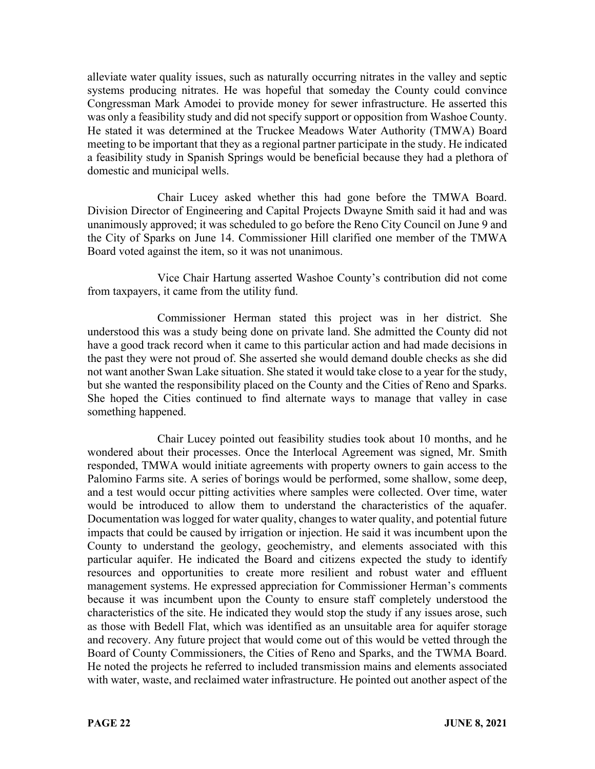alleviate water quality issues, such as naturally occurring nitrates in the valley and septic systems producing nitrates. He was hopeful that someday the County could convince Congressman Mark Amodei to provide money for sewer infrastructure. He asserted this was only a feasibility study and did not specify support or opposition from Washoe County. He stated it was determined at the Truckee Meadows Water Authority (TMWA) Board meeting to be important that they as a regional partner participate in the study. He indicated a feasibility study in Spanish Springs would be beneficial because they had a plethora of domestic and municipal wells.

Chair Lucey asked whether this had gone before the TMWA Board. Division Director of Engineering and Capital Projects Dwayne Smith said it had and was unanimously approved; it was scheduled to go before the Reno City Council on June 9 and the City of Sparks on June 14. Commissioner Hill clarified one member of the TMWA Board voted against the item, so it was not unanimous.

Vice Chair Hartung asserted Washoe County's contribution did not come from taxpayers, it came from the utility fund.

Commissioner Herman stated this project was in her district. She understood this was a study being done on private land. She admitted the County did not have a good track record when it came to this particular action and had made decisions in the past they were not proud of. She asserted she would demand double checks as she did not want another Swan Lake situation. She stated it would take close to a year for the study, but she wanted the responsibility placed on the County and the Cities of Reno and Sparks. She hoped the Cities continued to find alternate ways to manage that valley in case something happened.

Chair Lucey pointed out feasibility studies took about 10 months, and he wondered about their processes. Once the Interlocal Agreement was signed, Mr. Smith responded, TMWA would initiate agreements with property owners to gain access to the Palomino Farms site. A series of borings would be performed, some shallow, some deep, and a test would occur pitting activities where samples were collected. Over time, water would be introduced to allow them to understand the characteristics of the aquafer. Documentation was logged for water quality, changes to water quality, and potential future impacts that could be caused by irrigation or injection. He said it was incumbent upon the County to understand the geology, geochemistry, and elements associated with this particular aquifer. He indicated the Board and citizens expected the study to identify resources and opportunities to create more resilient and robust water and effluent management systems. He expressed appreciation for Commissioner Herman's comments because it was incumbent upon the County to ensure staff completely understood the characteristics of the site. He indicated they would stop the study if any issues arose, such as those with Bedell Flat, which was identified as an unsuitable area for aquifer storage and recovery. Any future project that would come out of this would be vetted through the Board of County Commissioners, the Cities of Reno and Sparks, and the TWMA Board. He noted the projects he referred to included transmission mains and elements associated with water, waste, and reclaimed water infrastructure. He pointed out another aspect of the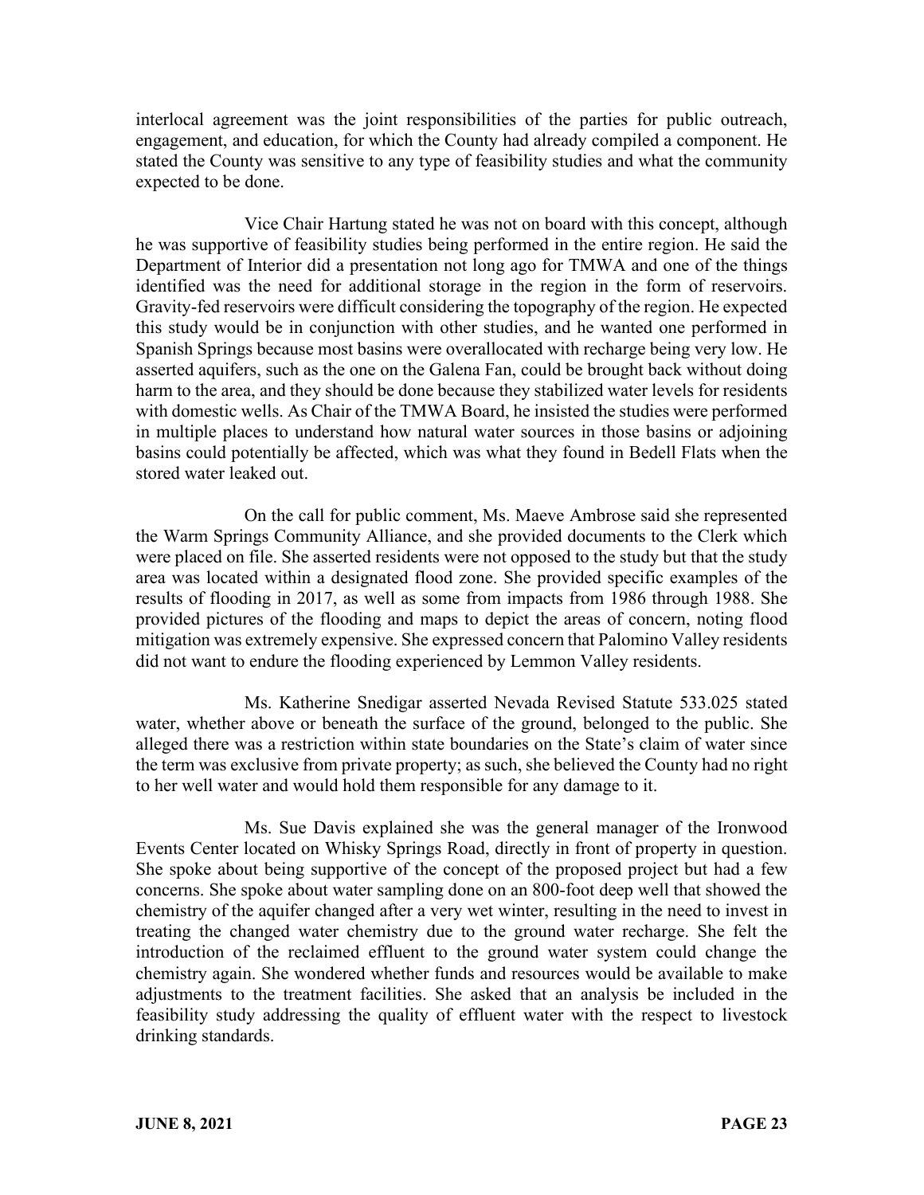interlocal agreement was the joint responsibilities of the parties for public outreach, engagement, and education, for which the County had already compiled a component. He stated the County was sensitive to any type of feasibility studies and what the community expected to be done.

Vice Chair Hartung stated he was not on board with this concept, although he was supportive of feasibility studies being performed in the entire region. He said the Department of Interior did a presentation not long ago for TMWA and one of the things identified was the need for additional storage in the region in the form of reservoirs. Gravity-fed reservoirs were difficult considering the topography of the region. He expected this study would be in conjunction with other studies, and he wanted one performed in Spanish Springs because most basins were overallocated with recharge being very low. He asserted aquifers, such as the one on the Galena Fan, could be brought back without doing harm to the area, and they should be done because they stabilized water levels for residents with domestic wells. As Chair of the TMWA Board, he insisted the studies were performed in multiple places to understand how natural water sources in those basins or adjoining basins could potentially be affected, which was what they found in Bedell Flats when the stored water leaked out.

On the call for public comment, Ms. Maeve Ambrose said she represented the Warm Springs Community Alliance, and she provided documents to the Clerk which were placed on file. She asserted residents were not opposed to the study but that the study area was located within a designated flood zone. She provided specific examples of the results of flooding in 2017, as well as some from impacts from 1986 through 1988. She provided pictures of the flooding and maps to depict the areas of concern, noting flood mitigation was extremely expensive. She expressed concern that Palomino Valley residents did not want to endure the flooding experienced by Lemmon Valley residents.

Ms. Katherine Snedigar asserted Nevada Revised Statute 533.025 stated water, whether above or beneath the surface of the ground, belonged to the public. She alleged there was a restriction within state boundaries on the State's claim of water since the term was exclusive from private property; as such, she believed the County had no right to her well water and would hold them responsible for any damage to it.

Ms. Sue Davis explained she was the general manager of the Ironwood Events Center located on Whisky Springs Road, directly in front of property in question. She spoke about being supportive of the concept of the proposed project but had a few concerns. She spoke about water sampling done on an 800-foot deep well that showed the chemistry of the aquifer changed after a very wet winter, resulting in the need to invest in treating the changed water chemistry due to the ground water recharge. She felt the introduction of the reclaimed effluent to the ground water system could change the chemistry again. She wondered whether funds and resources would be available to make adjustments to the treatment facilities. She asked that an analysis be included in the feasibility study addressing the quality of effluent water with the respect to livestock drinking standards.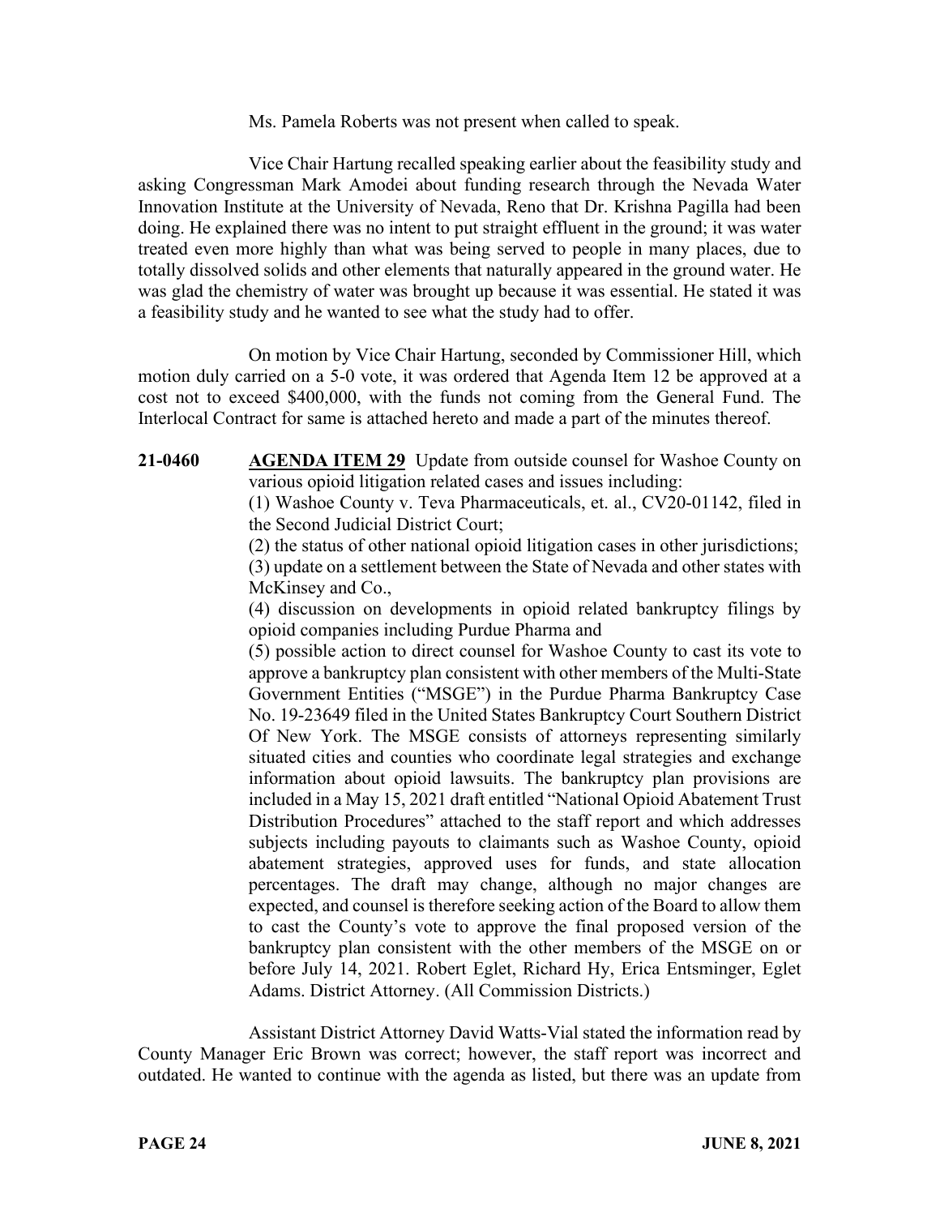Ms. Pamela Roberts was not present when called to speak.

Vice Chair Hartung recalled speaking earlier about the feasibility study and asking Congressman Mark Amodei about funding research through the Nevada Water Innovation Institute at the University of Nevada, Reno that Dr. Krishna Pagilla had been doing. He explained there was no intent to put straight effluent in the ground; it was water treated even more highly than what was being served to people in many places, due to totally dissolved solids and other elements that naturally appeared in the ground water. He was glad the chemistry of water was brought up because it was essential. He stated it was a feasibility study and he wanted to see what the study had to offer.

On motion by Vice Chair Hartung, seconded by Commissioner Hill, which motion duly carried on a 5-0 vote, it was ordered that Agenda Item 12 be approved at a cost not to exceed $400,000, with the funds not coming from the General Fund. The Interlocal Contract for same is attached hereto and made a part of the minutes thereof.

**21-0460** **AGENDA ITEM 29** Update from outside counsel for Washoe County on various opioid litigation related cases and issues including:
(1) Washoe County v. Teva Pharmaceuticals, et. al., CV20-01142, filed in the Second Judicial District Court;
(2) the status of other national opioid litigation cases in other jurisdictions;
(3) update on a settlement between the State of Nevada and other states with McKinsey and Co.,
(4) discussion on developments in opioid related bankruptcy filings by opioid companies including Purdue Pharma and
(5) possible action to direct counsel for Washoe County to cast its vote to approve a bankruptcy plan consistent with other members of the Multi-State Government Entities ("MSGE") in the Purdue Pharma Bankruptcy Case No. 19-23649 filed in the United States Bankruptcy Court Southern District Of New York. The MSGE consists of attorneys representing similarly situated cities and counties who coordinate legal strategies and exchange information about opioid lawsuits. The bankruptcy plan provisions are included in a May 15, 2021 draft entitled "National Opioid Abatement Trust Distribution Procedures" attached to the staff report and which addresses subjects including payouts to claimants such as Washoe County, opioid abatement strategies, approved uses for funds, and state allocation percentages. The draft may change, although no major changes are expected, and counsel is therefore seeking action of the Board to allow them to cast the County's vote to approve the final proposed version of the bankruptcy plan consistent with the other members of the MSGE on or before July 14, 2021. Robert Eglet, Richard Hy, Erica Entsminger, Eglet Adams. District Attorney. (All Commission Districts.)

Assistant District Attorney David Watts-Vial stated the information read by County Manager Eric Brown was correct; however, the staff report was incorrect and outdated. He wanted to continue with the agenda as listed, but there was an update from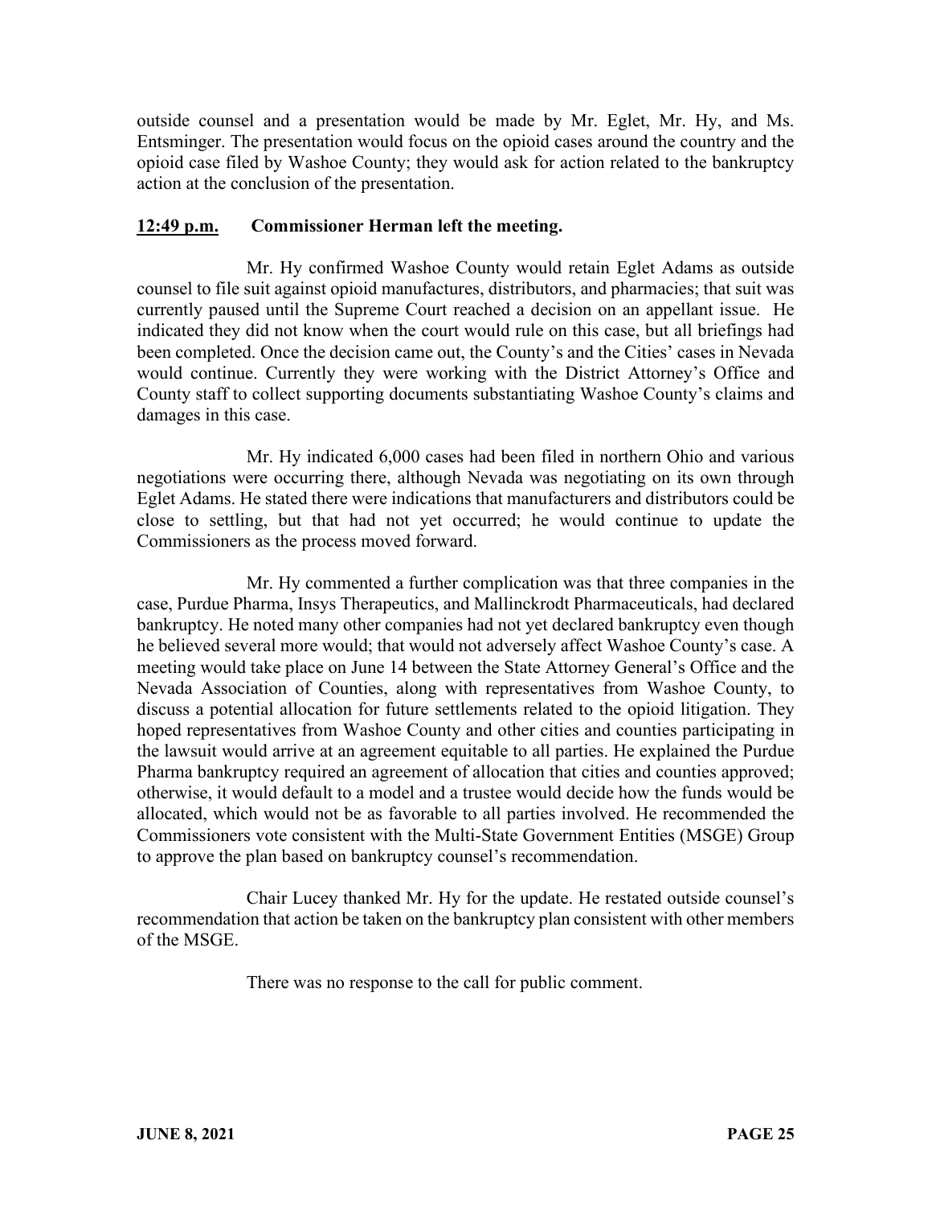outside counsel and a presentation would be made by Mr. Eglet, Mr. Hy, and Ms. Entsminger. The presentation would focus on the opioid cases around the country and the opioid case filed by Washoe County; they would ask for action related to the bankruptcy action at the conclusion of the presentation.

**12:49 p.m. Commissioner Herman left the meeting.**

Mr. Hy confirmed Washoe County would retain Eglet Adams as outside counsel to file suit against opioid manufactures, distributors, and pharmacies; that suit was currently paused until the Supreme Court reached a decision on an appellant issue. He indicated they did not know when the court would rule on this case, but all briefings had been completed. Once the decision came out, the County's and the Cities' cases in Nevada would continue. Currently they were working with the District Attorney's Office and County staff to collect supporting documents substantiating Washoe County's claims and damages in this case.

Mr. Hy indicated 6,000 cases had been filed in northern Ohio and various negotiations were occurring there, although Nevada was negotiating on its own through Eglet Adams. He stated there were indications that manufacturers and distributors could be close to settling, but that had not yet occurred; he would continue to update the Commissioners as the process moved forward.

Mr. Hy commented a further complication was that three companies in the case, Purdue Pharma, Insys Therapeutics, and Mallinckrodt Pharmaceuticals, had declared bankruptcy. He noted many other companies had not yet declared bankruptcy even though he believed several more would; that would not adversely affect Washoe County's case. A meeting would take place on June 14 between the State Attorney General's Office and the Nevada Association of Counties, along with representatives from Washoe County, to discuss a potential allocation for future settlements related to the opioid litigation. They hoped representatives from Washoe County and other cities and counties participating in the lawsuit would arrive at an agreement equitable to all parties. He explained the Purdue Pharma bankruptcy required an agreement of allocation that cities and counties approved; otherwise, it would default to a model and a trustee would decide how the funds would be allocated, which would not be as favorable to all parties involved. He recommended the Commissioners vote consistent with the Multi-State Government Entities (MSGE) Group to approve the plan based on bankruptcy counsel's recommendation.

Chair Lucey thanked Mr. Hy for the update. He restated outside counsel's recommendation that action be taken on the bankruptcy plan consistent with other members of the MSGE.

There was no response to the call for public comment.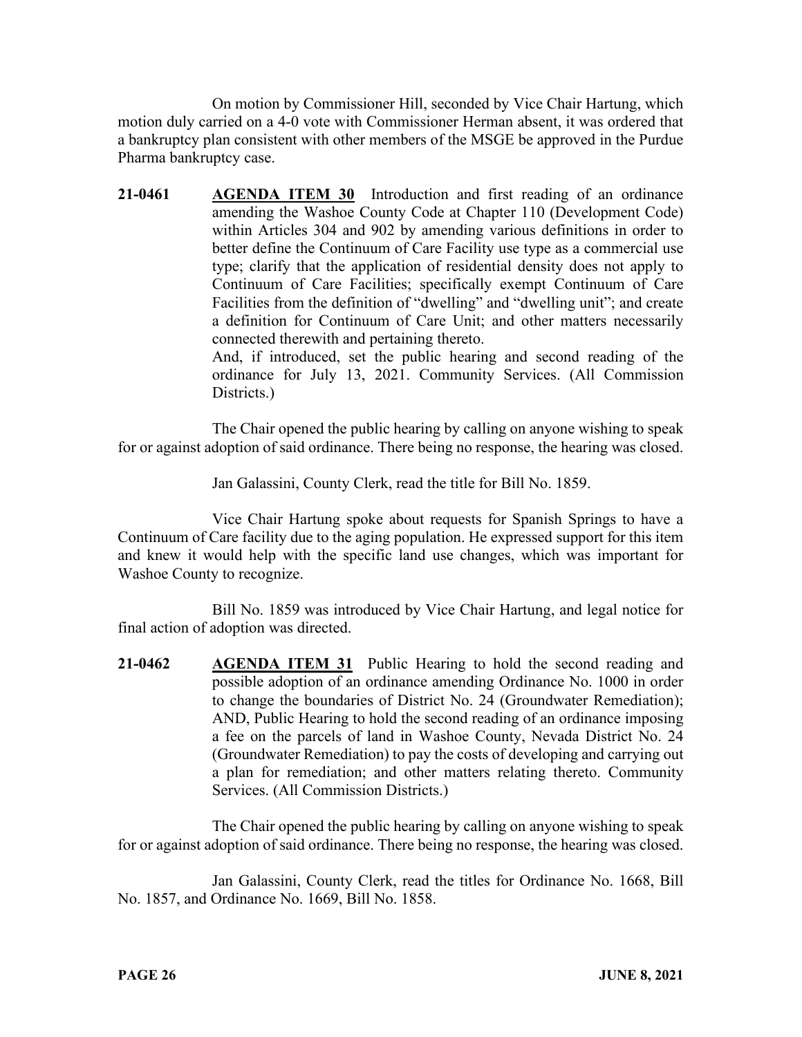On motion by Commissioner Hill, seconded by Vice Chair Hartung, which motion duly carried on a 4-0 vote with Commissioner Herman absent, it was ordered that a bankruptcy plan consistent with other members of the MSGE be approved in the Purdue Pharma bankruptcy case.

**21-0461** **AGENDA ITEM 30** Introduction and first reading of an ordinance amending the Washoe County Code at Chapter 110 (Development Code) within Articles 304 and 902 by amending various definitions in order to better define the Continuum of Care Facility use type as a commercial use type; clarify that the application of residential density does not apply to Continuum of Care Facilities; specifically exempt Continuum of Care Facilities from the definition of "dwelling" and "dwelling unit"; and create a definition for Continuum of Care Unit; and other matters necessarily connected therewith and pertaining thereto.
And, if introduced, set the public hearing and second reading of the ordinance for July 13, 2021. Community Services. (All Commission Districts.)

The Chair opened the public hearing by calling on anyone wishing to speak for or against adoption of said ordinance. There being no response, the hearing was closed.

Jan Galassini, County Clerk, read the title for Bill No. 1859.

Vice Chair Hartung spoke about requests for Spanish Springs to have a Continuum of Care facility due to the aging population. He expressed support for this item and knew it would help with the specific land use changes, which was important for Washoe County to recognize.

Bill No. 1859 was introduced by Vice Chair Hartung, and legal notice for final action of adoption was directed.

**21-0462** **AGENDA ITEM 31** Public Hearing to hold the second reading and possible adoption of an ordinance amending Ordinance No. 1000 in order to change the boundaries of District No. 24 (Groundwater Remediation); AND, Public Hearing to hold the second reading of an ordinance imposing a fee on the parcels of land in Washoe County, Nevada District No. 24 (Groundwater Remediation) to pay the costs of developing and carrying out a plan for remediation; and other matters relating thereto. Community Services. (All Commission Districts.)

The Chair opened the public hearing by calling on anyone wishing to speak for or against adoption of said ordinance. There being no response, the hearing was closed.

Jan Galassini, County Clerk, read the titles for Ordinance No. 1668, Bill No. 1857, and Ordinance No. 1669, Bill No. 1858.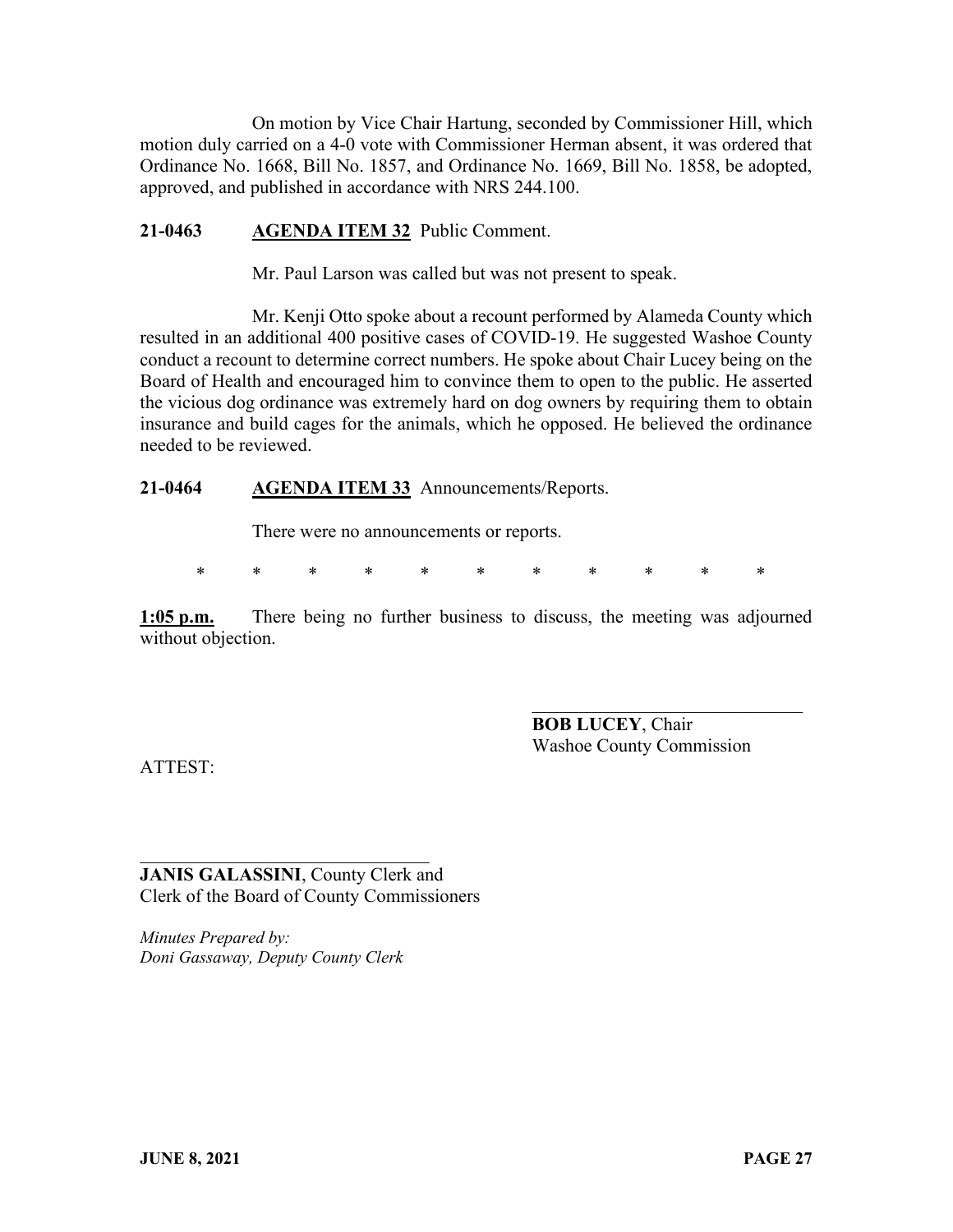On motion by Vice Chair Hartung, seconded by Commissioner Hill, which motion duly carried on a 4-0 vote with Commissioner Herman absent, it was ordered that Ordinance No. 1668, Bill No. 1857, and Ordinance No. 1669, Bill No. 1858, be adopted, approved, and published in accordance with NRS 244.100.

**21-0463 AGENDA ITEM 32** Public Comment.

Mr. Paul Larson was called but was not present to speak.

Mr. Kenji Otto spoke about a recount performed by Alameda County which resulted in an additional 400 positive cases of COVID-19. He suggested Washoe County conduct a recount to determine correct numbers. He spoke about Chair Lucey being on the Board of Health and encouraged him to convince them to open to the public. He asserted the vicious dog ordinance was extremely hard on dog owners by requiring them to obtain insurance and build cages for the animals, which he opposed. He believed the ordinance needed to be reviewed.

**21-0464 AGENDA ITEM 33** Announcements/Reports.

There were no announcements or reports.

\* \* \* \* \* \* \* \* \* \* \*

**1:05 p.m.** There being no further business to discuss, the meeting was adjourned without objection.

\_\_\_\_\_\_\_\_\_\_\_\_\_\_\_\_\_\_\_\_\_\_\_\_\_\_\_\_\_\_
**BOB LUCEY**, Chair
Washoe County Commission

ATTEST:

\_\_\_\_\_\_\_\_\_\_\_\_\_\_\_\_\_\_\_\_\_\_\_\_\_\_\_\_\_\_
**JANIS GALASSINI**, County Clerk and
Clerk of the Board of County Commissioners

*Minutes Prepared by:*
*Doni Gassaway, Deputy County Clerk*